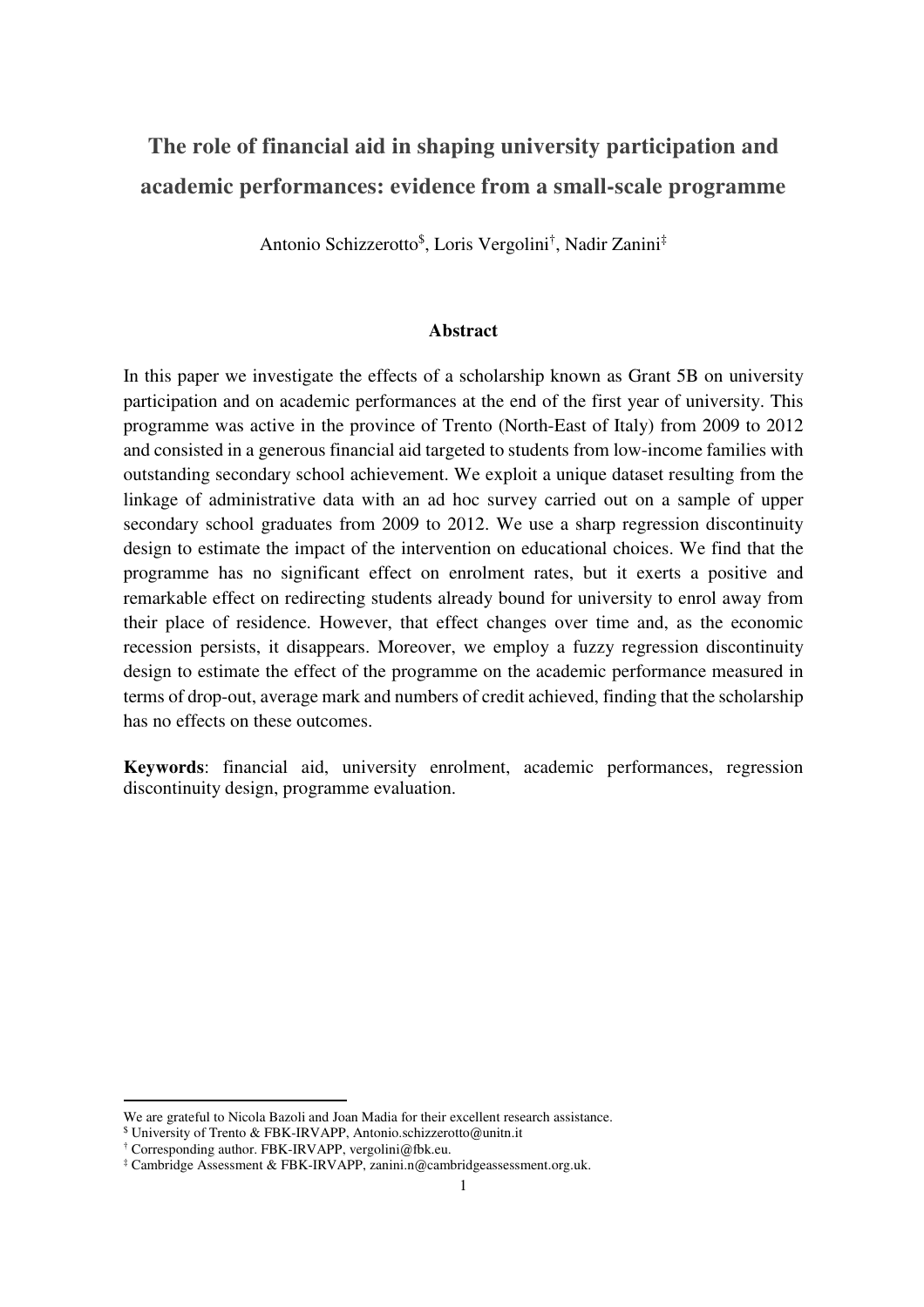# The role of financial aid in shaping university participation and academic performances: evidence from a small-scale programme

Antonio Schizzerotto[$], Loris Vergolini[†], Nadir Zanini[‡]

## Abstract

In this paper we investigate the effects of a scholarship known as Grant 5B on university participation and on academic performances at the end of the first year of university. This programme was active in the province of Trento (North-East of Italy) from 2009 to 2012 and consisted in a generous financial aid targeted to students from low-income families with outstanding secondary school achievement. We exploit a unique dataset resulting from the linkage of administrative data with an ad hoc survey carried out on a sample of upper secondary school graduates from 2009 to 2012. We use a sharp regression discontinuity design to estimate the impact of the intervention on educational choices. We find that the programme has no significant effect on enrolment rates, but it exerts a positive and remarkable effect on redirecting students already bound for university to enrol away from their place of residence. However, that effect changes over time and, as the economic recession persists, it disappears. Moreover, we employ a fuzzy regression discontinuity design to estimate the effect of the programme on the academic performance measured in terms of drop-out, average mark and numbers of credit achieved, finding that the scholarship has no effects on these outcomes.

**Keywords**: financial aid, university enrolment, academic performances, regression discontinuity design, programme evaluation.

---

We are grateful to Nicola Bazoli and Joan Madia for their excellent research assistance.

[$] University of Trento & FBK-IRVAPP, Antonio.schizzerotto@unitn.it

[†] Corresponding author. FBK-IRVAPP, vergolini@fbk.eu.

[‡] Cambridge Assessment & FBK-IRVAPP, zanini.n@cambridgeassessment.org.uk.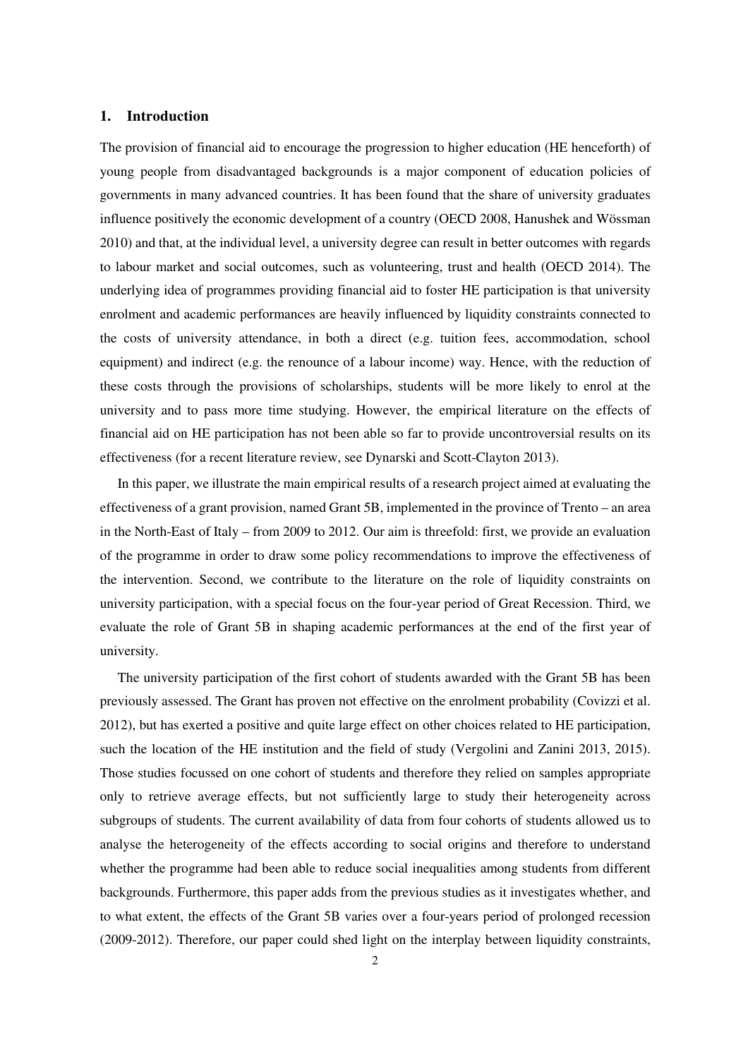## 1. Introduction

The provision of financial aid to encourage the progression to higher education (HE henceforth) of young people from disadvantaged backgrounds is a major component of education policies of governments in many advanced countries. It has been found that the share of university graduates influence positively the economic development of a country (OECD 2008, Hanushek and Wössman 2010) and that, at the individual level, a university degree can result in better outcomes with regards to labour market and social outcomes, such as volunteering, trust and health (OECD 2014). The underlying idea of programmes providing financial aid to foster HE participation is that university enrolment and academic performances are heavily influenced by liquidity constraints connected to the costs of university attendance, in both a direct (e.g. tuition fees, accommodation, school equipment) and indirect (e.g. the renounce of a labour income) way. Hence, with the reduction of these costs through the provisions of scholarships, students will be more likely to enrol at the university and to pass more time studying. However, the empirical literature on the effects of financial aid on HE participation has not been able so far to provide uncontroversial results on its effectiveness (for a recent literature review, see Dynarski and Scott-Clayton 2013).

In this paper, we illustrate the main empirical results of a research project aimed at evaluating the effectiveness of a grant provision, named Grant 5B, implemented in the province of Trento – an area in the North-East of Italy – from 2009 to 2012. Our aim is threefold: first, we provide an evaluation of the programme in order to draw some policy recommendations to improve the effectiveness of the intervention. Second, we contribute to the literature on the role of liquidity constraints on university participation, with a special focus on the four-year period of Great Recession. Third, we evaluate the role of Grant 5B in shaping academic performances at the end of the first year of university.

The university participation of the first cohort of students awarded with the Grant 5B has been previously assessed. The Grant has proven not effective on the enrolment probability (Covizzi et al. 2012), but has exerted a positive and quite large effect on other choices related to HE participation, such the location of the HE institution and the field of study (Vergolini and Zanini 2013, 2015). Those studies focussed on one cohort of students and therefore they relied on samples appropriate only to retrieve average effects, but not sufficiently large to study their heterogeneity across subgroups of students. The current availability of data from four cohorts of students allowed us to analyse the heterogeneity of the effects according to social origins and therefore to understand whether the programme had been able to reduce social inequalities among students from different backgrounds. Furthermore, this paper adds from the previous studies as it investigates whether, and to what extent, the effects of the Grant 5B varies over a four-years period of prolonged recession (2009-2012). Therefore, our paper could shed light on the interplay between liquidity constraints,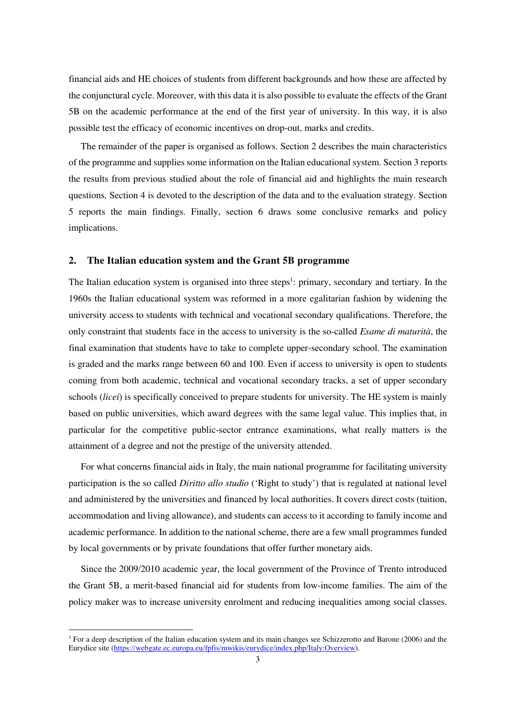financial aids and HE choices of students from different backgrounds and how these are affected by the conjunctural cycle. Moreover, with this data it is also possible to evaluate the effects of the Grant 5B on the academic performance at the end of the first year of university. In this way, it is also possible test the efficacy of economic incentives on drop-out, marks and credits.

The remainder of the paper is organised as follows. Section 2 describes the main characteristics of the programme and supplies some information on the Italian educational system. Section 3 reports the results from previous studied about the role of financial aid and highlights the main research questions. Section 4 is devoted to the description of the data and to the evaluation strategy. Section 5 reports the main findings. Finally, section 6 draws some conclusive remarks and policy implications.

## 2. The Italian education system and the Grant 5B programme

The Italian education system is organised into three steps[1]: primary, secondary and tertiary. In the 1960s the Italian educational system was reformed in a more egalitarian fashion by widening the university access to students with technical and vocational secondary qualifications. Therefore, the only constraint that students face in the access to university is the so-called *Esame di maturità*, the final examination that students have to take to complete upper-secondary school. The examination is graded and the marks range between 60 and 100. Even if access to university is open to students coming from both academic, technical and vocational secondary tracks, a set of upper secondary schools (*licei*) is specifically conceived to prepare students for university. The HE system is mainly based on public universities, which award degrees with the same legal value. This implies that, in particular for the competitive public-sector entrance examinations, what really matters is the attainment of a degree and not the prestige of the university attended.

For what concerns financial aids in Italy, the main national programme for facilitating university participation is the so called *Diritto allo studio* ('Right to study') that is regulated at national level and administered by the universities and financed by local authorities. It covers direct costs (tuition, accommodation and living allowance), and students can access to it according to family income and academic performance. In addition to the national scheme, there are a few small programmes funded by local governments or by private foundations that offer further monetary aids.

Since the 2009/2010 academic year, the local government of the Province of Trento introduced the Grant 5B, a merit-based financial aid for students from low-income families. The aim of the policy maker was to increase university enrolment and reducing inequalities among social classes.

[1] For a deep description of the Italian education system and its main changes see Schizzerotto and Barone (2006) and the Eurydice site (https://webgate.ec.europa.eu/fpfis/mwikis/eurydice/index.php/Italy:Overview).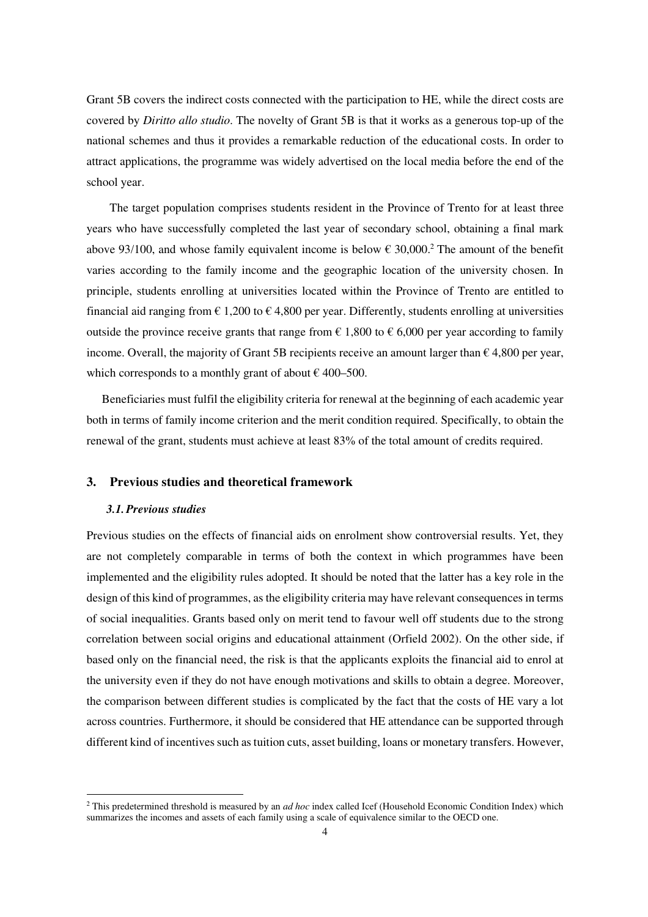Grant 5B covers the indirect costs connected with the participation to HE, while the direct costs are covered by *Diritto allo studio*. The novelty of Grant 5B is that it works as a generous top-up of the national schemes and thus it provides a remarkable reduction of the educational costs. In order to attract applications, the programme was widely advertised on the local media before the end of the school year.

The target population comprises students resident in the Province of Trento for at least three years who have successfully completed the last year of secondary school, obtaining a final mark above 93/100, and whose family equivalent income is below € 30,000.[2] The amount of the benefit varies according to the family income and the geographic location of the university chosen. In principle, students enrolling at universities located within the Province of Trento are entitled to financial aid ranging from € 1,200 to € 4,800 per year. Differently, students enrolling at universities outside the province receive grants that range from € 1,800 to € 6,000 per year according to family income. Overall, the majority of Grant 5B recipients receive an amount larger than € 4,800 per year, which corresponds to a monthly grant of about € 400–500.

Beneficiaries must fulfil the eligibility criteria for renewal at the beginning of each academic year both in terms of family income criterion and the merit condition required. Specifically, to obtain the renewal of the grant, students must achieve at least 83% of the total amount of credits required.

## 3. Previous studies and theoretical framework

### *3.1. Previous studies*

Previous studies on the effects of financial aids on enrolment show controversial results. Yet, they are not completely comparable in terms of both the context in which programmes have been implemented and the eligibility rules adopted. It should be noted that the latter has a key role in the design of this kind of programmes, as the eligibility criteria may have relevant consequences in terms of social inequalities. Grants based only on merit tend to favour well off students due to the strong correlation between social origins and educational attainment (Orfield 2002). On the other side, if based only on the financial need, the risk is that the applicants exploits the financial aid to enrol at the university even if they do not have enough motivations and skills to obtain a degree. Moreover, the comparison between different studies is complicated by the fact that the costs of HE vary a lot across countries. Furthermore, it should be considered that HE attendance can be supported through different kind of incentives such as tuition cuts, asset building, loans or monetary transfers. However,

[2] This predetermined threshold is measured by an *ad hoc* index called Icef (Household Economic Condition Index) which summarizes the incomes and assets of each family using a scale of equivalence similar to the OECD one.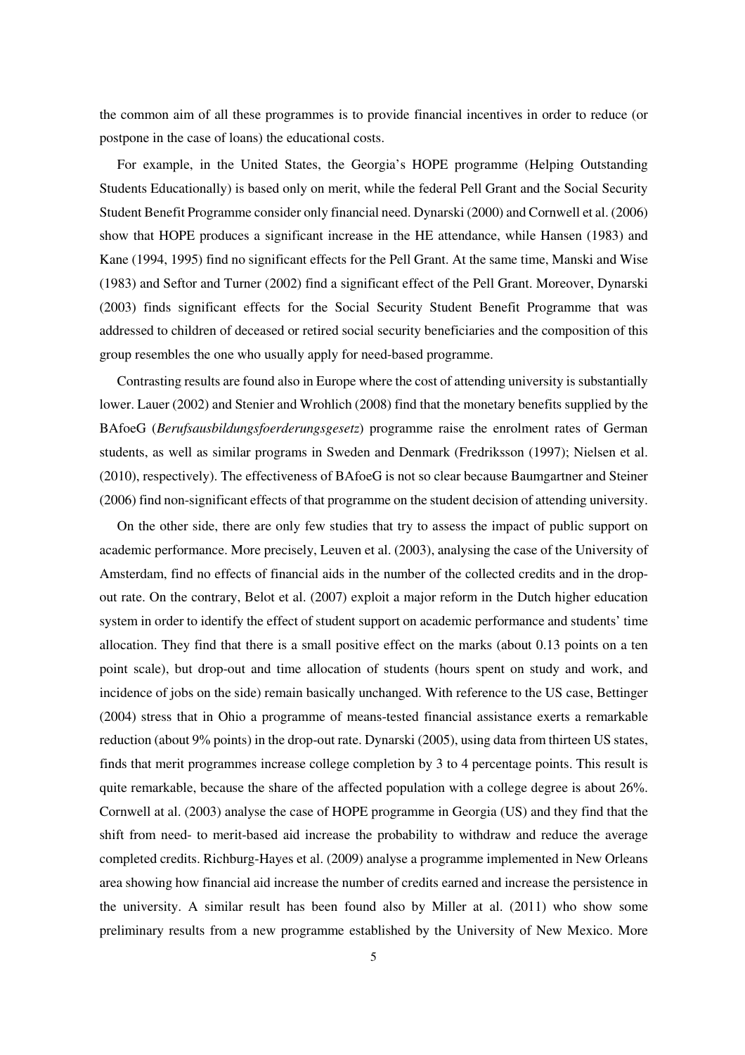the common aim of all these programmes is to provide financial incentives in order to reduce (or postpone in the case of loans) the educational costs.

For example, in the United States, the Georgia's HOPE programme (Helping Outstanding Students Educationally) is based only on merit, while the federal Pell Grant and the Social Security Student Benefit Programme consider only financial need. Dynarski (2000) and Cornwell et al. (2006) show that HOPE produces a significant increase in the HE attendance, while Hansen (1983) and Kane (1994, 1995) find no significant effects for the Pell Grant. At the same time, Manski and Wise (1983) and Seftor and Turner (2002) find a significant effect of the Pell Grant. Moreover, Dynarski (2003) finds significant effects for the Social Security Student Benefit Programme that was addressed to children of deceased or retired social security beneficiaries and the composition of this group resembles the one who usually apply for need-based programme.

Contrasting results are found also in Europe where the cost of attending university is substantially lower. Lauer (2002) and Stenier and Wrohlich (2008) find that the monetary benefits supplied by the BAfoeG (*Berufsausbildungsfoerderungsgesetz*) programme raise the enrolment rates of German students, as well as similar programs in Sweden and Denmark (Fredriksson (1997); Nielsen et al. (2010), respectively). The effectiveness of BAfoeG is not so clear because Baumgartner and Steiner (2006) find non-significant effects of that programme on the student decision of attending university.

On the other side, there are only few studies that try to assess the impact of public support on academic performance. More precisely, Leuven et al. (2003), analysing the case of the University of Amsterdam, find no effects of financial aids in the number of the collected credits and in the drop-out rate. On the contrary, Belot et al. (2007) exploit a major reform in the Dutch higher education system in order to identify the effect of student support on academic performance and students' time allocation. They find that there is a small positive effect on the marks (about 0.13 points on a ten point scale), but drop-out and time allocation of students (hours spent on study and work, and incidence of jobs on the side) remain basically unchanged. With reference to the US case, Bettinger (2004) stress that in Ohio a programme of means-tested financial assistance exerts a remarkable reduction (about 9% points) in the drop-out rate. Dynarski (2005), using data from thirteen US states, finds that merit programmes increase college completion by 3 to 4 percentage points. This result is quite remarkable, because the share of the affected population with a college degree is about 26%. Cornwell at al. (2003) analyse the case of HOPE programme in Georgia (US) and they find that the shift from need- to merit-based aid increase the probability to withdraw and reduce the average completed credits. Richburg-Hayes et al. (2009) analyse a programme implemented in New Orleans area showing how financial aid increase the number of credits earned and increase the persistence in the university. A similar result has been found also by Miller at al. (2011) who show some preliminary results from a new programme established by the University of New Mexico. More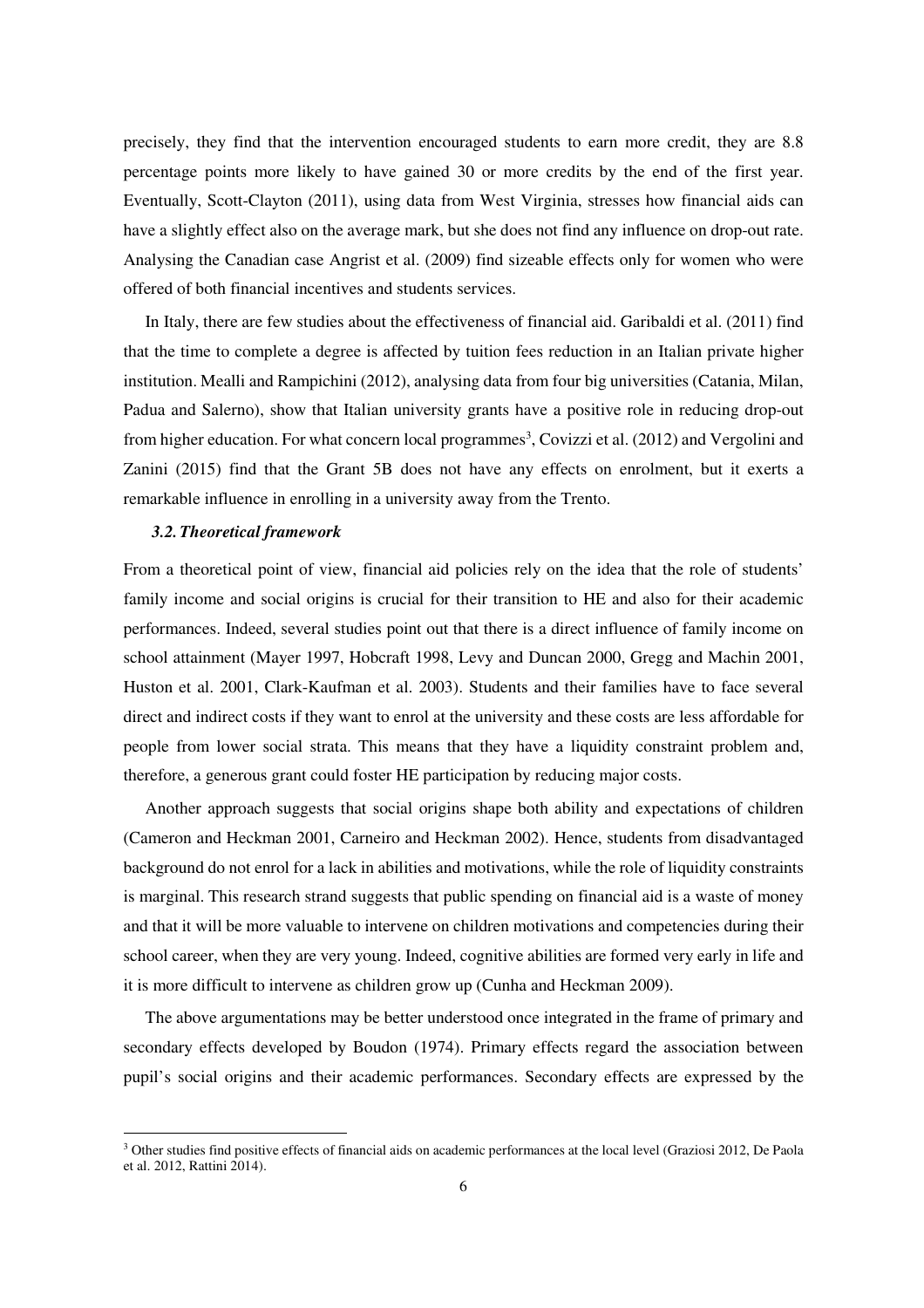precisely, they find that the intervention encouraged students to earn more credit, they are 8.8 percentage points more likely to have gained 30 or more credits by the end of the first year. Eventually, Scott-Clayton (2011), using data from West Virginia, stresses how financial aids can have a slightly effect also on the average mark, but she does not find any influence on drop-out rate. Analysing the Canadian case Angrist et al. (2009) find sizeable effects only for women who were offered of both financial incentives and students services.

In Italy, there are few studies about the effectiveness of financial aid. Garibaldi et al. (2011) find that the time to complete a degree is affected by tuition fees reduction in an Italian private higher institution. Mealli and Rampichini (2012), analysing data from four big universities (Catania, Milan, Padua and Salerno), show that Italian university grants have a positive role in reducing drop-out from higher education. For what concern local programmes[3], Covizzi et al. (2012) and Vergolini and Zanini (2015) find that the Grant 5B does not have any effects on enrolment, but it exerts a remarkable influence in enrolling in a university away from the Trento.

### *3.2. Theoretical framework*

From a theoretical point of view, financial aid policies rely on the idea that the role of students' family income and social origins is crucial for their transition to HE and also for their academic performances. Indeed, several studies point out that there is a direct influence of family income on school attainment (Mayer 1997, Hobcraft 1998, Levy and Duncan 2000, Gregg and Machin 2001, Huston et al. 2001, Clark-Kaufman et al. 2003). Students and their families have to face several direct and indirect costs if they want to enrol at the university and these costs are less affordable for people from lower social strata. This means that they have a liquidity constraint problem and, therefore, a generous grant could foster HE participation by reducing major costs.

Another approach suggests that social origins shape both ability and expectations of children (Cameron and Heckman 2001, Carneiro and Heckman 2002). Hence, students from disadvantaged background do not enrol for a lack in abilities and motivations, while the role of liquidity constraints is marginal. This research strand suggests that public spending on financial aid is a waste of money and that it will be more valuable to intervene on children motivations and competencies during their school career, when they are very young. Indeed, cognitive abilities are formed very early in life and it is more difficult to intervene as children grow up (Cunha and Heckman 2009).

The above argumentations may be better understood once integrated in the frame of primary and secondary effects developed by Boudon (1974). Primary effects regard the association between pupil's social origins and their academic performances. Secondary effects are expressed by the

---

[3] Other studies find positive effects of financial aids on academic performances at the local level (Graziosi 2012, De Paola et al. 2012, Rattini 2014).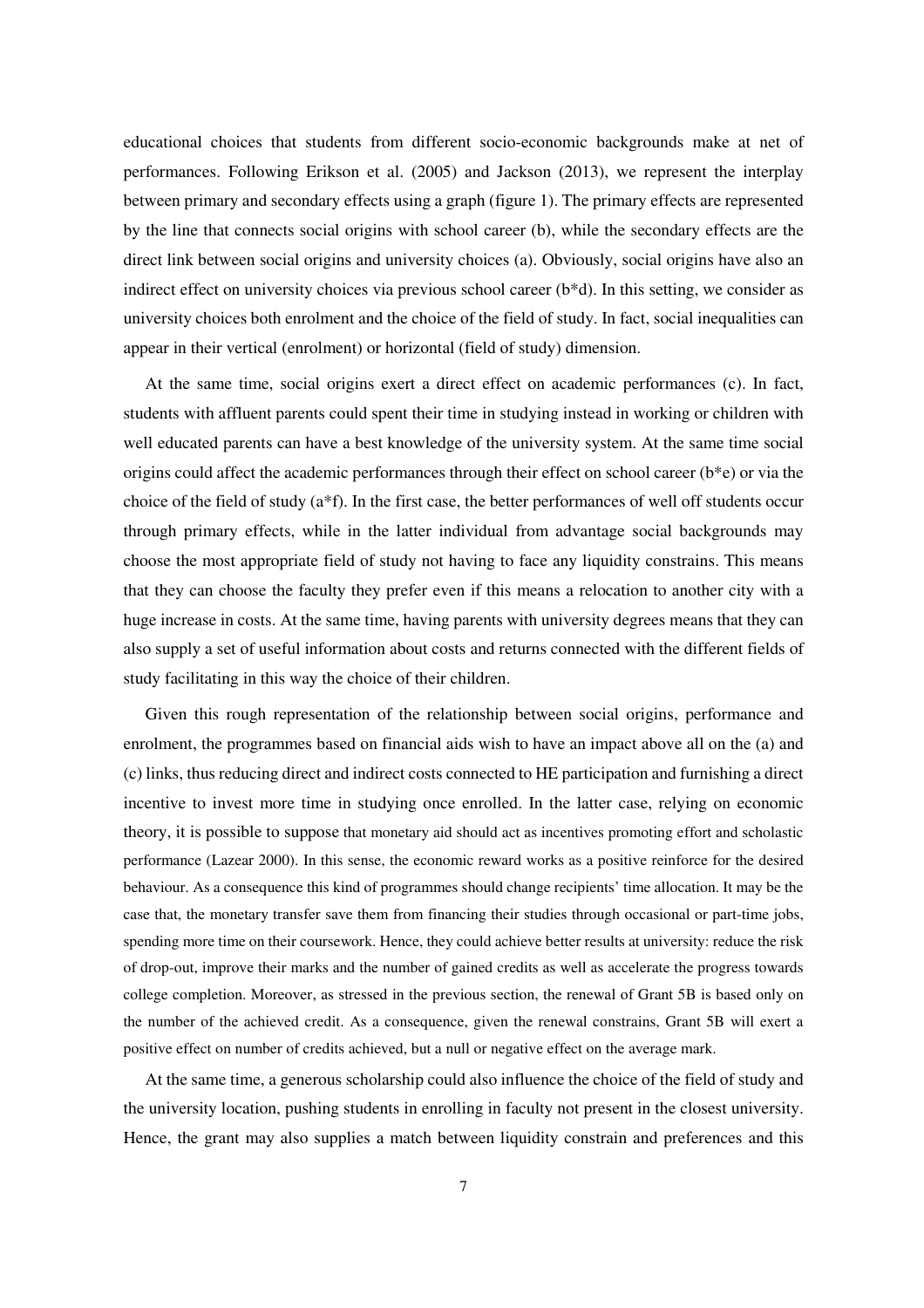educational choices that students from different socio-economic backgrounds make at net of performances. Following Erikson et al. (2005) and Jackson (2013), we represent the interplay between primary and secondary effects using a graph (figure 1). The primary effects are represented by the line that connects social origins with school career (b), while the secondary effects are the direct link between social origins and university choices (a). Obviously, social origins have also an indirect effect on university choices via previous school career (b*d). In this setting, we consider as university choices both enrolment and the choice of the field of study. In fact, social inequalities can appear in their vertical (enrolment) or horizontal (field of study) dimension.

At the same time, social origins exert a direct effect on academic performances (c). In fact, students with affluent parents could spent their time in studying instead in working or children with well educated parents can have a best knowledge of the university system. At the same time social origins could affect the academic performances through their effect on school career (b*e) or via the choice of the field of study (a*f). In the first case, the better performances of well off students occur through primary effects, while in the latter individual from advantage social backgrounds may choose the most appropriate field of study not having to face any liquidity constrains. This means that they can choose the faculty they prefer even if this means a relocation to another city with a huge increase in costs. At the same time, having parents with university degrees means that they can also supply a set of useful information about costs and returns connected with the different fields of study facilitating in this way the choice of their children.

Given this rough representation of the relationship between social origins, performance and enrolment, the programmes based on financial aids wish to have an impact above all on the (a) and (c) links, thus reducing direct and indirect costs connected to HE participation and furnishing a direct incentive to invest more time in studying once enrolled. In the latter case, relying on economic theory, it is possible to suppose that monetary aid should act as incentives promoting effort and scholastic performance (Lazear 2000). In this sense, the economic reward works as a positive reinforce for the desired behaviour. As a consequence this kind of programmes should change recipients' time allocation. It may be the case that, the monetary transfer save them from financing their studies through occasional or part-time jobs, spending more time on their coursework. Hence, they could achieve better results at university: reduce the risk of drop-out, improve their marks and the number of gained credits as well as accelerate the progress towards college completion. Moreover, as stressed in the previous section, the renewal of Grant 5B is based only on the number of the achieved credit. As a consequence, given the renewal constrains, Grant 5B will exert a positive effect on number of credits achieved, but a null or negative effect on the average mark.

At the same time, a generous scholarship could also influence the choice of the field of study and the university location, pushing students in enrolling in faculty not present in the closest university. Hence, the grant may also supplies a match between liquidity constrain and preferences and this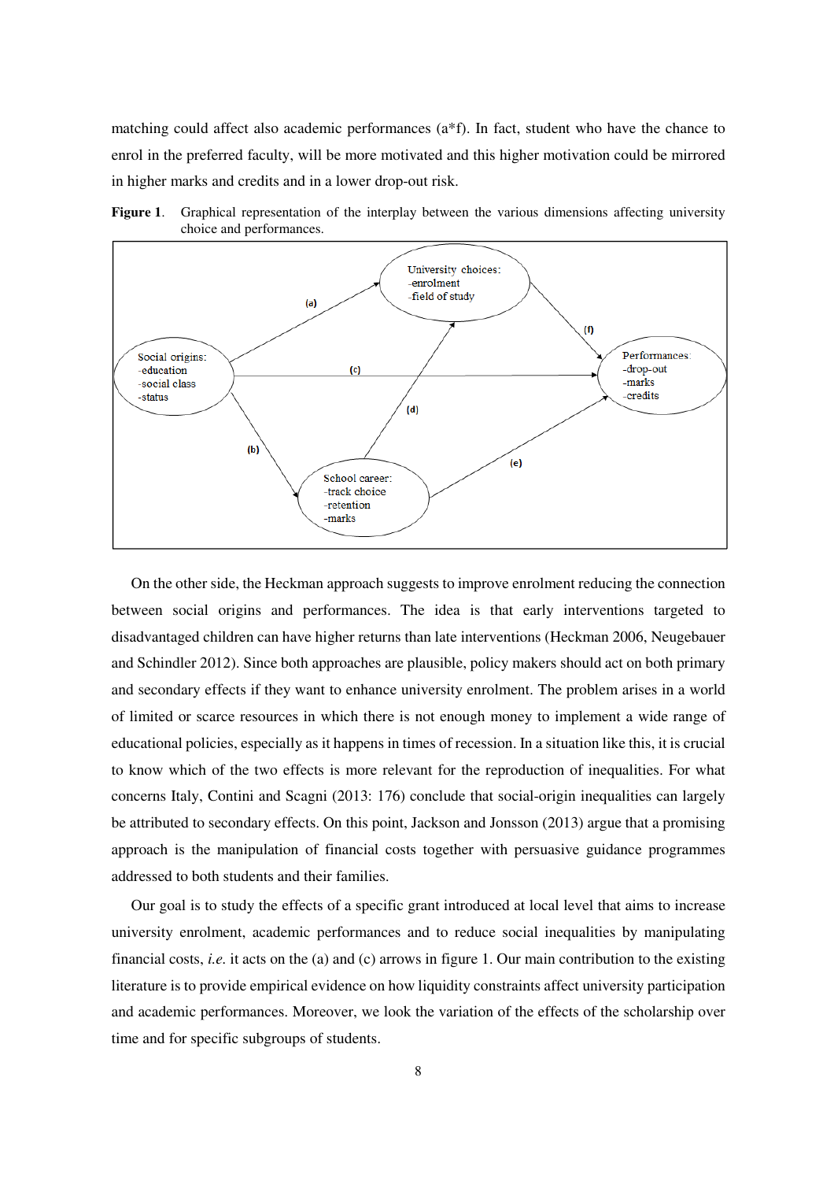matching could affect also academic performances (a*f). In fact, student who have the chance to enrol in the preferred faculty, will be more motivated and this higher motivation could be mirrored in higher marks and credits and in a lower drop-out risk.

**Figure 1**. Graphical representation of the interplay between the various dimensions affecting university choice and performances.

On the other side, the Heckman approach suggests to improve enrolment reducing the connection between social origins and performances. The idea is that early interventions targeted to disadvantaged children can have higher returns than late interventions (Heckman 2006, Neugebauer and Schindler 2012). Since both approaches are plausible, policy makers should act on both primary and secondary effects if they want to enhance university enrolment. The problem arises in a world of limited or scarce resources in which there is not enough money to implement a wide range of educational policies, especially as it happens in times of recession. In a situation like this, it is crucial to know which of the two effects is more relevant for the reproduction of inequalities. For what concerns Italy, Contini and Scagni (2013: 176) conclude that social-origin inequalities can largely be attributed to secondary effects. On this point, Jackson and Jonsson (2013) argue that a promising approach is the manipulation of financial costs together with persuasive guidance programmes addressed to both students and their families.

Our goal is to study the effects of a specific grant introduced at local level that aims to increase university enrolment, academic performances and to reduce social inequalities by manipulating financial costs, *i.e.* it acts on the (a) and (c) arrows in figure 1. Our main contribution to the existing literature is to provide empirical evidence on how liquidity constraints affect university participation and academic performances. Moreover, we look the variation of the effects of the scholarship over time and for specific subgroups of students.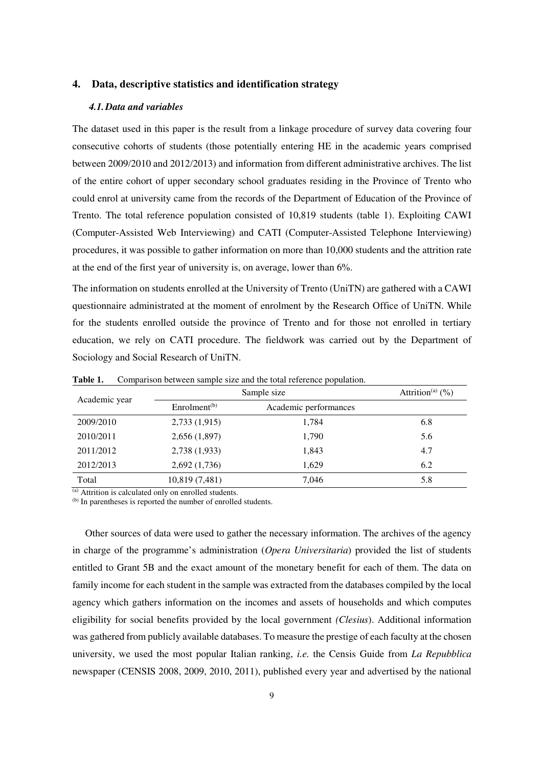## 4. Data, descriptive statistics and identification strategy

### *4.1. Data and variables*

The dataset used in this paper is the result from a linkage procedure of survey data covering four consecutive cohorts of students (those potentially entering HE in the academic years comprised between 2009/2010 and 2012/2013) and information from different administrative archives. The list of the entire cohort of upper secondary school graduates residing in the Province of Trento who could enrol at university came from the records of the Department of Education of the Province of Trento. The total reference population consisted of 10,819 students (table 1). Exploiting CAWI (Computer-Assisted Web Interviewing) and CATI (Computer-Assisted Telephone Interviewing) procedures, it was possible to gather information on more than 10,000 students and the attrition rate at the end of the first year of university is, on average, lower than 6%.

The information on students enrolled at the University of Trento (UniTN) are gathered with a CAWI questionnaire administrated at the moment of enrolment by the Research Office of UniTN. While for the students enrolled outside the province of Trento and for those not enrolled in tertiary education, we rely on CATI procedure. The fieldwork was carried out by the Department of Sociology and Social Research of UniTN.

**Table 1.** Comparison between sample size and the total reference population.

| Academic year | Sample size | | Attrition[(a)] (%) |
|---|---|---|---|
| | Enrolment[(b)] | Academic performances | |
| 2009/2010 | 2,733 (1,915) | 1,784 | 6.8 |
| 2010/2011 | 2,656 (1,897) | 1,790 | 5.6 |
| 2011/2012 | 2,738 (1,933) | 1,843 | 4.7 |
| 2012/2013 | 2,692 (1,736) | 1,629 | 6.2 |
| Total | 10,819 (7,481) | 7,046 | 5.8 |

[(a)] Attrition is calculated only on enrolled students.
[(b)] In parentheses is reported the number of enrolled students.

Other sources of data were used to gather the necessary information. The archives of the agency in charge of the programme's administration (*Opera Universitaria*) provided the list of students entitled to Grant 5B and the exact amount of the monetary benefit for each of them. The data on family income for each student in the sample was extracted from the databases compiled by the local agency which gathers information on the incomes and assets of households and which computes eligibility for social benefits provided by the local government *(Clesius*). Additional information was gathered from publicly available databases. To measure the prestige of each faculty at the chosen university, we used the most popular Italian ranking, *i.e.* the Census Guide from *La Repubblica* newspaper (CENSIS 2008, 2009, 2010, 2011), published every year and advertised by the national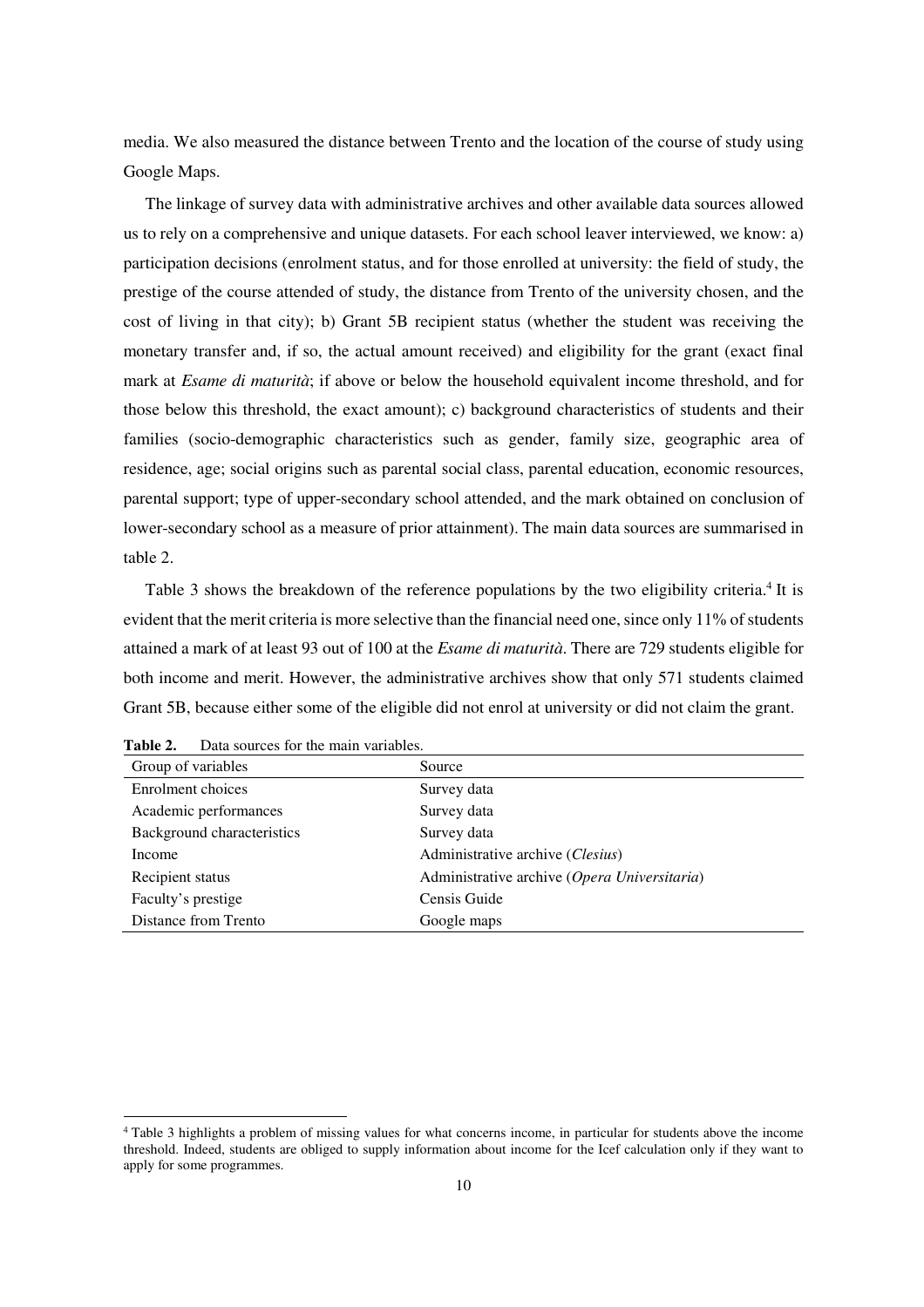media. We also measured the distance between Trento and the location of the course of study using Google Maps.

The linkage of survey data with administrative archives and other available data sources allowed us to rely on a comprehensive and unique datasets. For each school leaver interviewed, we know: a) participation decisions (enrolment status, and for those enrolled at university: the field of study, the prestige of the course attended of study, the distance from Trento of the university chosen, and the cost of living in that city); b) Grant 5B recipient status (whether the student was receiving the monetary transfer and, if so, the actual amount received) and eligibility for the grant (exact final mark at *Esame di maturità*; if above or below the household equivalent income threshold, and for those below this threshold, the exact amount); c) background characteristics of students and their families (socio-demographic characteristics such as gender, family size, geographic area of residence, age; social origins such as parental social class, parental education, economic resources, parental support; type of upper-secondary school attended, and the mark obtained on conclusion of lower-secondary school as a measure of prior attainment). The main data sources are summarised in table 2.

Table 3 shows the breakdown of the reference populations by the two eligibility criteria.[4] It is evident that the merit criteria is more selective than the financial need one, since only 11% of students attained a mark of at least 93 out of 100 at the *Esame di maturità*. There are 729 students eligible for both income and merit. However, the administrative archives show that only 571 students claimed Grant 5B, because either some of the eligible did not enrol at university or did not claim the grant.

**Table 2.** Data sources for the main variables.

| Group of variables | Source |
|---|---|
| Enrolment choices | Survey data |
| Academic performances | Survey data |
| Background characteristics | Survey data |
| Income | Administrative archive (*Clesius*) |
| Recipient status | Administrative archive (*Opera Universitaria*) |
| Faculty's prestige | Censis Guide |
| Distance from Trento | Google maps |

[4] Table 3 highlights a problem of missing values for what concerns income, in particular for students above the income threshold. Indeed, students are obliged to supply information about income for the Icef calculation only if they want to apply for some programmes.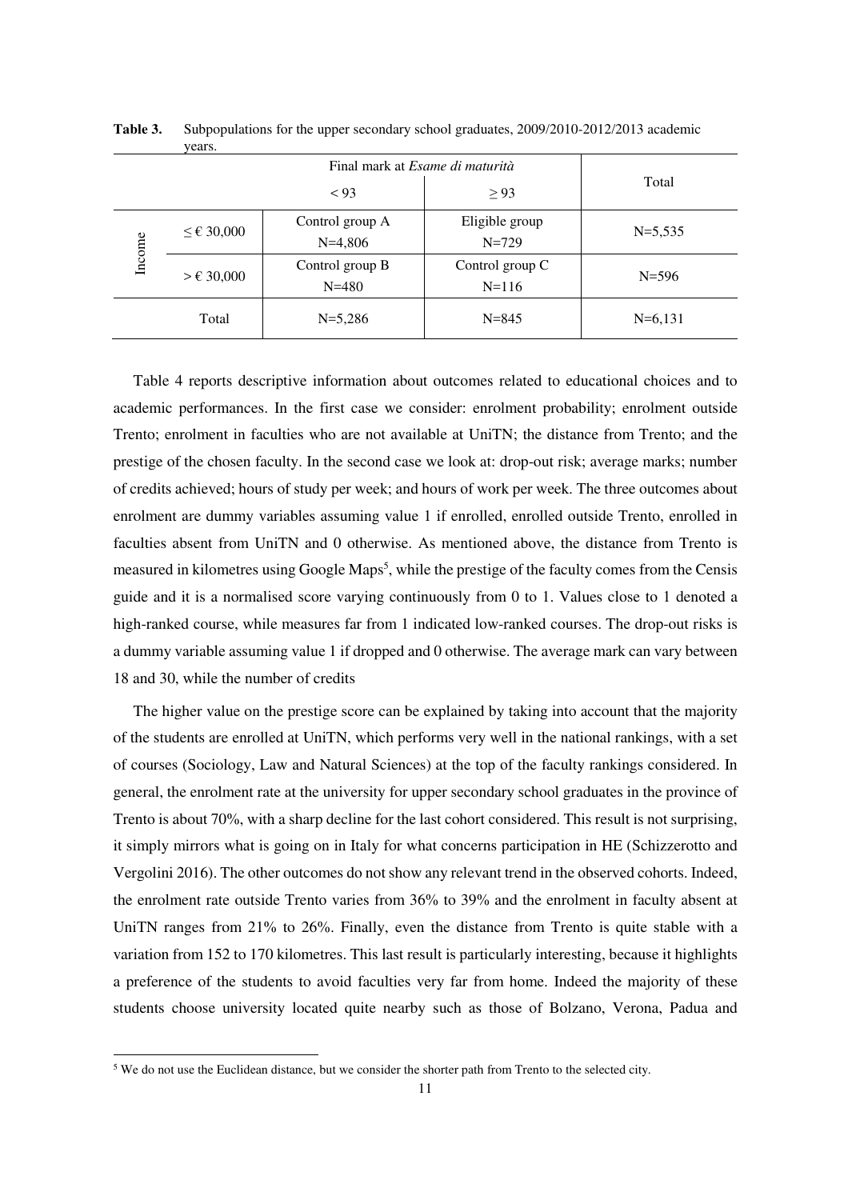**Table 3.** Subpopulations for the upper secondary school graduates, 2009/2010-2012/2013 academic years.

| | | Final mark at *Esame di maturità* | | Total |
|---|---|---|---|---|
| | | < 93 | ≥ 93 | |
| Income | ≤ € 30,000 | Control group A N=4,806 | Eligible group N=729 | N=5,535 |
| | > € 30,000 | Control group B N=480 | Control group C N=116 | N=596 |
| Total | | N=5,286 | N=845 | N=6,131 |

Table 4 reports descriptive information about outcomes related to educational choices and to academic performances. In the first case we consider: enrolment probability; enrolment outside Trento; enrolment in faculties who are not available at UniTN; the distance from Trento; and the prestige of the chosen faculty. In the second case we look at: drop-out risk; average marks; number of credits achieved; hours of study per week; and hours of work per week. The three outcomes about enrolment are dummy variables assuming value 1 if enrolled, enrolled outside Trento, enrolled in faculties absent from UniTN and 0 otherwise. As mentioned above, the distance from Trento is measured in kilometres using Google Maps[5], while the prestige of the faculty comes from the Censis guide and it is a normalised score varying continuously from 0 to 1. Values close to 1 denoted a high-ranked course, while measures far from 1 indicated low-ranked courses. The drop-out risks is a dummy variable assuming value 1 if dropped and 0 otherwise. The average mark can vary between 18 and 30, while the number of credits

The higher value on the prestige score can be explained by taking into account that the majority of the students are enrolled at UniTN, which performs very well in the national rankings, with a set of courses (Sociology, Law and Natural Sciences) at the top of the faculty rankings considered. In general, the enrolment rate at the university for upper secondary school graduates in the province of Trento is about 70%, with a sharp decline for the last cohort considered. This result is not surprising, it simply mirrors what is going on in Italy for what concerns participation in HE (Schizzerotto and Vergolini 2016). The other outcomes do not show any relevant trend in the observed cohorts. Indeed, the enrolment rate outside Trento varies from 36% to 39% and the enrolment in faculty absent at UniTN ranges from 21% to 26%. Finally, even the distance from Trento is quite stable with a variation from 152 to 170 kilometres. This last result is particularly interesting, because it highlights a preference of the students to avoid faculties very far from home. Indeed the majority of these students choose university located quite nearby such as those of Bolzano, Verona, Padua and

[5] We do not use the Euclidean distance, but we consider the shorter path from Trento to the selected city.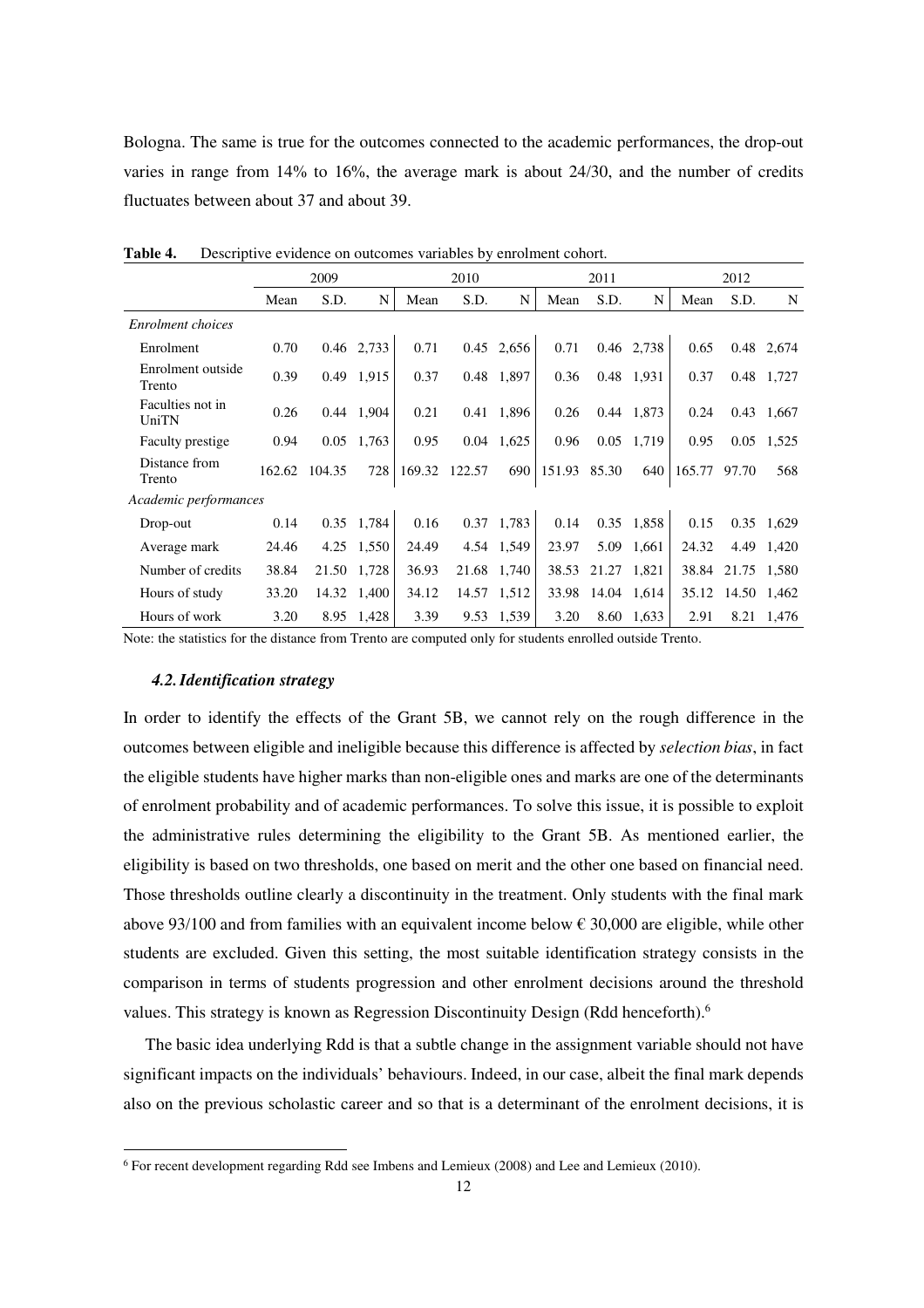Bologna. The same is true for the outcomes connected to the academic performances, the drop-out varies in range from 14% to 16%, the average mark is about 24/30, and the number of credits fluctuates between about 37 and about 39.

**Table 4.** Descriptive evidence on outcomes variables by enrolment cohort.

| | 2009 | | | 2010 | | | 2011 | | | 2012 | | |
|---|---|---|---|---|---|---|---|---|---|---|---|---|
| | Mean | S.D. | N | Mean | S.D. | N | Mean | S.D. | N | Mean | S.D. | N |
| *Enrolment choices* | | | | | | | | | | | | |
| Enrolment | 0.70 | 0.46 | 2,733 | 0.71 | 0.45 | 2,656 | 0.71 | 0.46 | 2,738 | 0.65 | 0.48 | 2,674 |
| Enrolment outside Trento | 0.39 | 0.49 | 1,915 | 0.37 | 0.48 | 1,897 | 0.36 | 0.48 | 1,931 | 0.37 | 0.48 | 1,727 |
| Faculties not in UniTN | 0.26 | 0.44 | 1,904 | 0.21 | 0.41 | 1,896 | 0.26 | 0.44 | 1,873 | 0.24 | 0.43 | 1,667 |
| Faculty prestige | 0.94 | 0.05 | 1,763 | 0.95 | 0.04 | 1,625 | 0.96 | 0.05 | 1,719 | 0.95 | 0.05 | 1,525 |
| Distance from Trento | 162.62 | 104.35 | 728 | 169.32 | 122.57 | 690 | 151.93 | 85.30 | 640 | 165.77 | 97.70 | 568 |
| *Academic performances* | | | | | | | | | | | | |
| Drop-out | 0.14 | 0.35 | 1,784 | 0.16 | 0.37 | 1,783 | 0.14 | 0.35 | 1,858 | 0.15 | 0.35 | 1,629 |
| Average mark | 24.46 | 4.25 | 1,550 | 24.49 | 4.54 | 1,549 | 23.97 | 5.09 | 1,661 | 24.32 | 4.49 | 1,420 |
| Number of credits | 38.84 | 21.50 | 1,728 | 36.93 | 21.68 | 1,740 | 38.53 | 21.27 | 1,821 | 38.84 | 21.75 | 1,580 |
| Hours of study | 33.20 | 14.32 | 1,400 | 34.12 | 14.57 | 1,512 | 33.98 | 14.04 | 1,614 | 35.12 | 14.50 | 1,462 |
| Hours of work | 3.20 | 8.95 | 1,428 | 3.39 | 9.53 | 1,539 | 3.20 | 8.60 | 1,633 | 2.91 | 8.21 | 1,476 |

Note: the statistics for the distance from Trento are computed only for students enrolled outside Trento.

### *4.2. Identification strategy*

In order to identify the effects of the Grant 5B, we cannot rely on the rough difference in the outcomes between eligible and ineligible because this difference is affected by *selection bias*, in fact the eligible students have higher marks than non-eligible ones and marks are one of the determinants of enrolment probability and of academic performances. To solve this issue, it is possible to exploit the administrative rules determining the eligibility to the Grant 5B. As mentioned earlier, the eligibility is based on two thresholds, one based on merit and the other one based on financial need. Those thresholds outline clearly a discontinuity in the treatment. Only students with the final mark above 93/100 and from families with an equivalent income below € 30,000 are eligible, while other students are excluded. Given this setting, the most suitable identification strategy consists in the comparison in terms of students progression and other enrolment decisions around the threshold values. This strategy is known as Regression Discontinuity Design (Rdd henceforth).[6]

The basic idea underlying Rdd is that a subtle change in the assignment variable should not have significant impacts on the individuals' behaviours. Indeed, in our case, albeit the final mark depends also on the previous scholastic career and so that is a determinant of the enrolment decisions, it is

[6] For recent development regarding Rdd see Imbens and Lemieux (2008) and Lee and Lemieux (2010).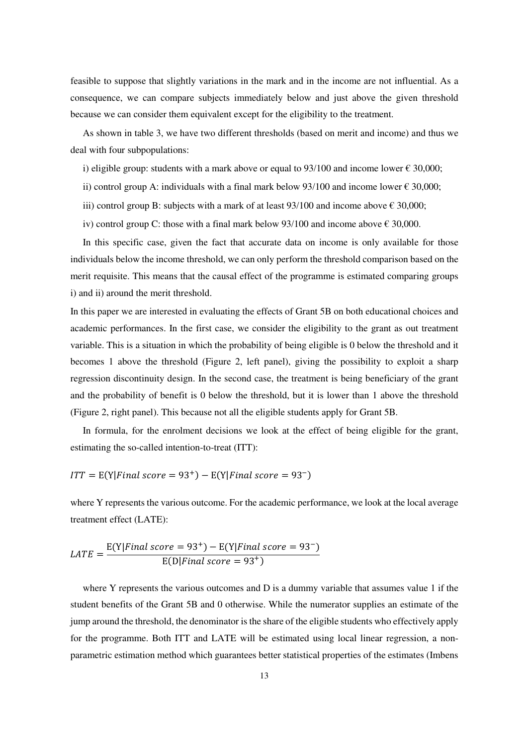feasible to suppose that slightly variations in the mark and in the income are not influential. As a consequence, we can compare subjects immediately below and just above the given threshold because we can consider them equivalent except for the eligibility to the treatment.

As shown in table 3, we have two different thresholds (based on merit and income) and thus we deal with four subpopulations:

i) eligible group: students with a mark above or equal to 93/100 and income lower € 30,000;

ii) control group A: individuals with a final mark below 93/100 and income lower € 30,000;

iii) control group B: subjects with a mark of at least 93/100 and income above € 30,000;

iv) control group C: those with a final mark below 93/100 and income above € 30,000.

In this specific case, given the fact that accurate data on income is only available for those individuals below the income threshold, we can only perform the threshold comparison based on the merit requisite. This means that the causal effect of the programme is estimated comparing groups i) and ii) around the merit threshold.

In this paper we are interested in evaluating the effects of Grant 5B on both educational choices and academic performances. In the first case, we consider the eligibility to the grant as out treatment variable. This is a situation in which the probability of being eligible is 0 below the threshold and it becomes 1 above the threshold (Figure 2, left panel), giving the possibility to exploit a sharp regression discontinuity design. In the second case, the treatment is being beneficiary of the grant and the probability of benefit is 0 below the threshold, but it is lower than 1 above the threshold (Figure 2, right panel). This because not all the eligible students apply for Grant 5B.

In formula, for the enrolment decisions we look at the effect of being eligible for the grant, estimating the so-called intention-to-treat (ITT):

$$ITT = \mathrm{E}(\mathrm{Y}|\mathit{Final\ score} = 93^{+}) - \mathrm{E}(\mathrm{Y}|\mathit{Final\ score} = 93^{-})$$

where Y represents the various outcome. For the academic performance, we look at the local average treatment effect (LATE):

$$LATE = \frac{\mathrm{E}(\mathrm{Y}|\mathit{Final\ score} = 93^{+}) - \mathrm{E}(\mathrm{Y}|\mathit{Final\ score} = 93^{-})}{\mathrm{E}(\mathrm{D}|\mathit{Final\ score} = 93^{+})}$$

where Y represents the various outcomes and D is a dummy variable that assumes value 1 if the student benefits of the Grant 5B and 0 otherwise. While the numerator supplies an estimate of the jump around the threshold, the denominator is the share of the eligible students who effectively apply for the programme. Both ITT and LATE will be estimated using local linear regression, a non-parametric estimation method which guarantees better statistical properties of the estimates (Imbens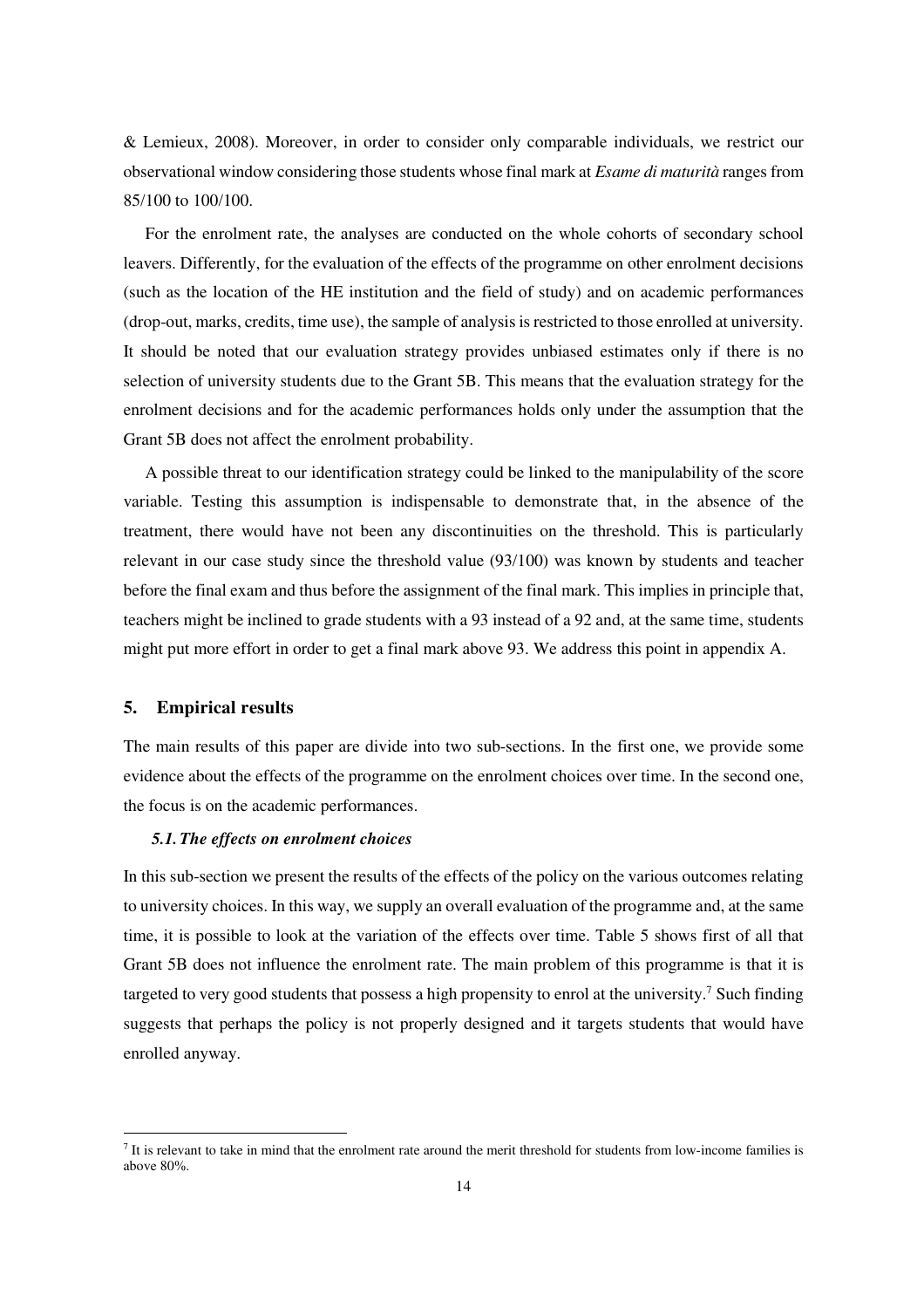& Lemieux, 2008). Moreover, in order to consider only comparable individuals, we restrict our observational window considering those students whose final mark at *Esame di maturità* ranges from 85/100 to 100/100.

For the enrolment rate, the analyses are conducted on the whole cohorts of secondary school leavers. Differently, for the evaluation of the effects of the programme on other enrolment decisions (such as the location of the HE institution and the field of study) and on academic performances (drop-out, marks, credits, time use), the sample of analysis is restricted to those enrolled at university. It should be noted that our evaluation strategy provides unbiased estimates only if there is no selection of university students due to the Grant 5B. This means that the evaluation strategy for the enrolment decisions and for the academic performances holds only under the assumption that the Grant 5B does not affect the enrolment probability.

A possible threat to our identification strategy could be linked to the manipulability of the score variable. Testing this assumption is indispensable to demonstrate that, in the absence of the treatment, there would have not been any discontinuities on the threshold. This is particularly relevant in our case study since the threshold value (93/100) was known by students and teacher before the final exam and thus before the assignment of the final mark. This implies in principle that, teachers might be inclined to grade students with a 93 instead of a 92 and, at the same time, students might put more effort in order to get a final mark above 93. We address this point in appendix A.

## 5. Empirical results

The main results of this paper are divide into two sub-sections. In the first one, we provide some evidence about the effects of the programme on the enrolment choices over time. In the second one, the focus is on the academic performances.

### *5.1. The effects on enrolment choices*

In this sub-section we present the results of the effects of the policy on the various outcomes relating to university choices. In this way, we supply an overall evaluation of the programme and, at the same time, it is possible to look at the variation of the effects over time. Table 5 shows first of all that Grant 5B does not influence the enrolment rate. The main problem of this programme is that it is targeted to very good students that possess a high propensity to enrol at the university.[7] Such finding suggests that perhaps the policy is not properly designed and it targets students that would have enrolled anyway.

---

[7] It is relevant to take in mind that the enrolment rate around the merit threshold for students from low-income families is above 80%.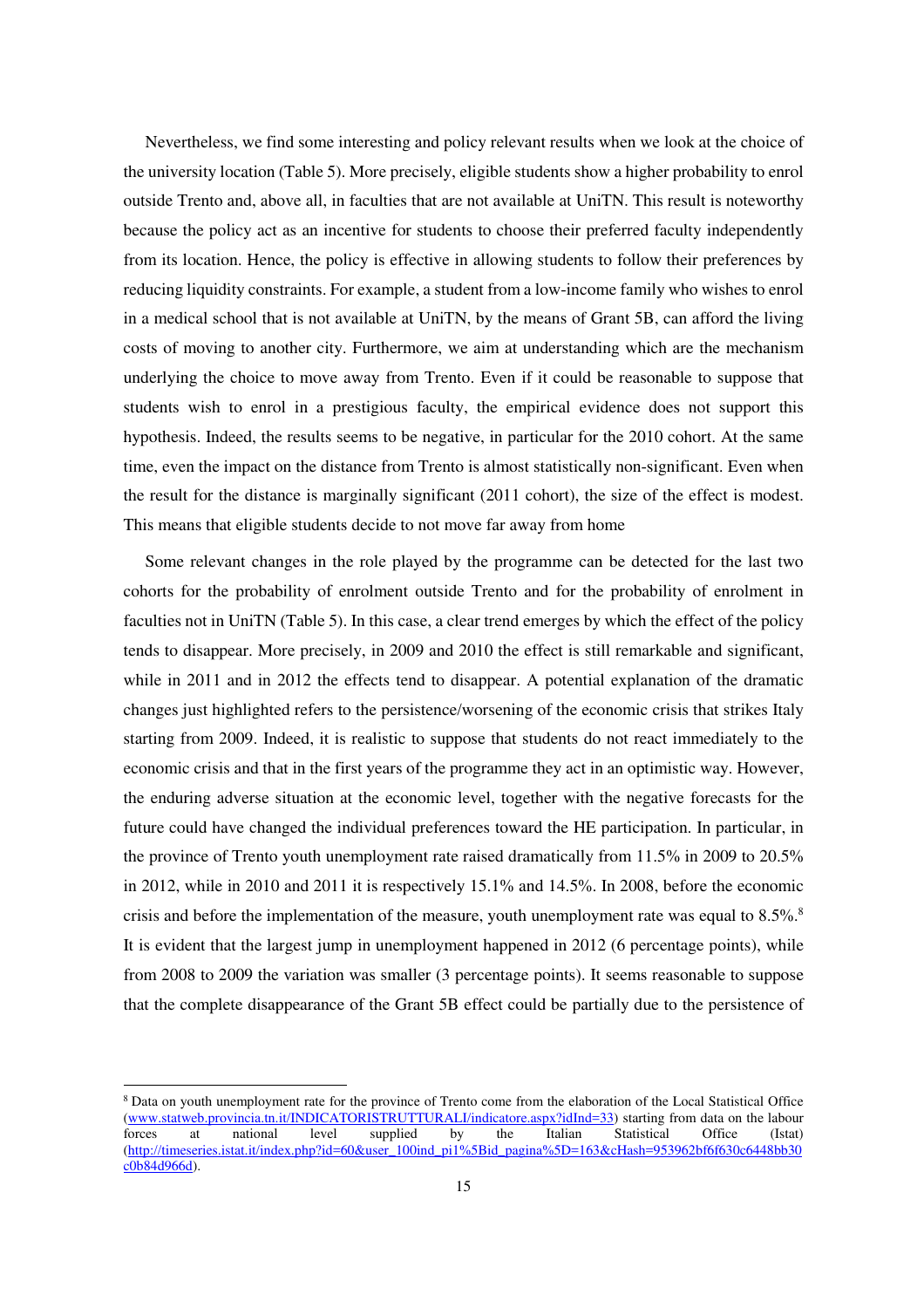Nevertheless, we find some interesting and policy relevant results when we look at the choice of the university location (Table 5). More precisely, eligible students show a higher probability to enrol outside Trento and, above all, in faculties that are not available at UniTN. This result is noteworthy because the policy act as an incentive for students to choose their preferred faculty independently from its location. Hence, the policy is effective in allowing students to follow their preferences by reducing liquidity constraints. For example, a student from a low-income family who wishes to enrol in a medical school that is not available at UniTN, by the means of Grant 5B, can afford the living costs of moving to another city. Furthermore, we aim at understanding which are the mechanism underlying the choice to move away from Trento. Even if it could be reasonable to suppose that students wish to enrol in a prestigious faculty, the empirical evidence does not support this hypothesis. Indeed, the results seems to be negative, in particular for the 2010 cohort. At the same time, even the impact on the distance from Trento is almost statistically non-significant. Even when the result for the distance is marginally significant (2011 cohort), the size of the effect is modest. This means that eligible students decide to not move far away from home

Some relevant changes in the role played by the programme can be detected for the last two cohorts for the probability of enrolment outside Trento and for the probability of enrolment in faculties not in UniTN (Table 5). In this case, a clear trend emerges by which the effect of the policy tends to disappear. More precisely, in 2009 and 2010 the effect is still remarkable and significant, while in 2011 and in 2012 the effects tend to disappear. A potential explanation of the dramatic changes just highlighted refers to the persistence/worsening of the economic crisis that strikes Italy starting from 2009. Indeed, it is realistic to suppose that students do not react immediately to the economic crisis and that in the first years of the programme they act in an optimistic way. However, the enduring adverse situation at the economic level, together with the negative forecasts for the future could have changed the individual preferences toward the HE participation. In particular, in the province of Trento youth unemployment rate raised dramatically from 11.5% in 2009 to 20.5% in 2012, while in 2010 and 2011 it is respectively 15.1% and 14.5%. In 2008, before the economic crisis and before the implementation of the measure, youth unemployment rate was equal to 8.5%.[8] It is evident that the largest jump in unemployment happened in 2012 (6 percentage points), while from 2008 to 2009 the variation was smaller (3 percentage points). It seems reasonable to suppose that the complete disappearance of the Grant 5B effect could be partially due to the persistence of

[8] Data on youth unemployment rate for the province of Trento come from the elaboration of the Local Statistical Office (www.statweb.provincia.tn.it/INDICATORISTRUTTURALI/indicatore.aspx?idInd=33) starting from data on the labour forces at national level supplied by the Italian Statistical Office (Istat) (http://timeseries.istat.it/index.php?id=60&user_100ind_pi1%5Bid_pagina%5D=163&cHash=953962bf6f630c6448bb30c0b84d966d).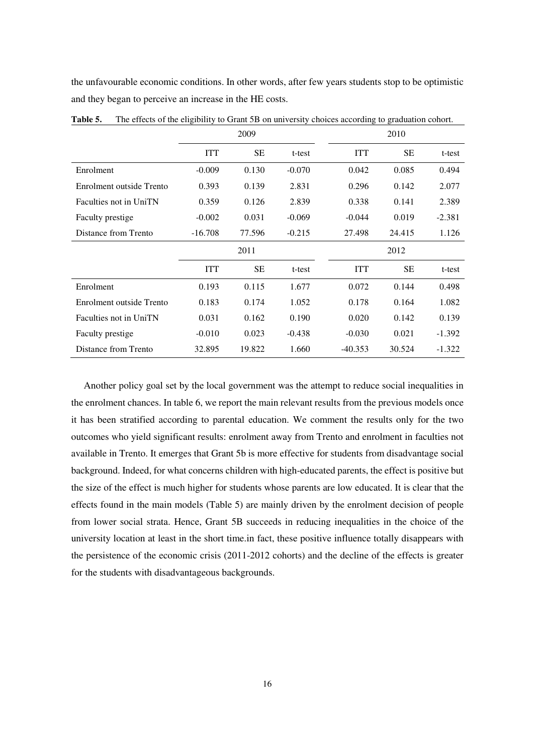the unfavourable economic conditions. In other words, after few years students stop to be optimistic and they began to perceive an increase in the HE costs.

**Table 5.** The effects of the eligibility to Grant 5B on university choices according to graduation cohort.

| | 2009 | | | 2010 | | |
|---|---|---|---|---|---|---|
| | ITT | SE | t-test | ITT | SE | t-test |
| Enrolment | -0.009 | 0.130 | -0.070 | 0.042 | 0.085 | 0.494 |
| Enrolment outside Trento | 0.393 | 0.139 | 2.831 | 0.296 | 0.142 | 2.077 |
| Faculties not in UniTN | 0.359 | 0.126 | 2.839 | 0.338 | 0.141 | 2.389 |
| Faculty prestige | -0.002 | 0.031 | -0.069 | -0.044 | 0.019 | -2.381 |
| Distance from Trento | -16.708 | 77.596 | -0.215 | 27.498 | 24.415 | 1.126 |
| | 2011 | | | 2012 | | |
| | ITT | SE | t-test | ITT | SE | t-test |
| Enrolment | 0.193 | 0.115 | 1.677 | 0.072 | 0.144 | 0.498 |
| Enrolment outside Trento | 0.183 | 0.174 | 1.052 | 0.178 | 0.164 | 1.082 |
| Faculties not in UniTN | 0.031 | 0.162 | 0.190 | 0.020 | 0.142 | 0.139 |
| Faculty prestige | -0.010 | 0.023 | -0.438 | -0.030 | 0.021 | -1.392 |
| Distance from Trento | 32.895 | 19.822 | 1.660 | -40.353 | 30.524 | -1.322 |

Another policy goal set by the local government was the attempt to reduce social inequalities in the enrolment chances. In table 6, we report the main relevant results from the previous models once it has been stratified according to parental education. We comment the results only for the two outcomes who yield significant results: enrolment away from Trento and enrolment in faculties not available in Trento. It emerges that Grant 5b is more effective for students from disadvantage social background. Indeed, for what concerns children with high-educated parents, the effect is positive but the size of the effect is much higher for students whose parents are low educated. It is clear that the effects found in the main models (Table 5) are mainly driven by the enrolment decision of people from lower social strata. Hence, Grant 5B succeeds in reducing inequalities in the choice of the university location at least in the short time.in fact, these positive influence totally disappears with the persistence of the economic crisis (2011-2012 cohorts) and the decline of the effects is greater for the students with disadvantageous backgrounds.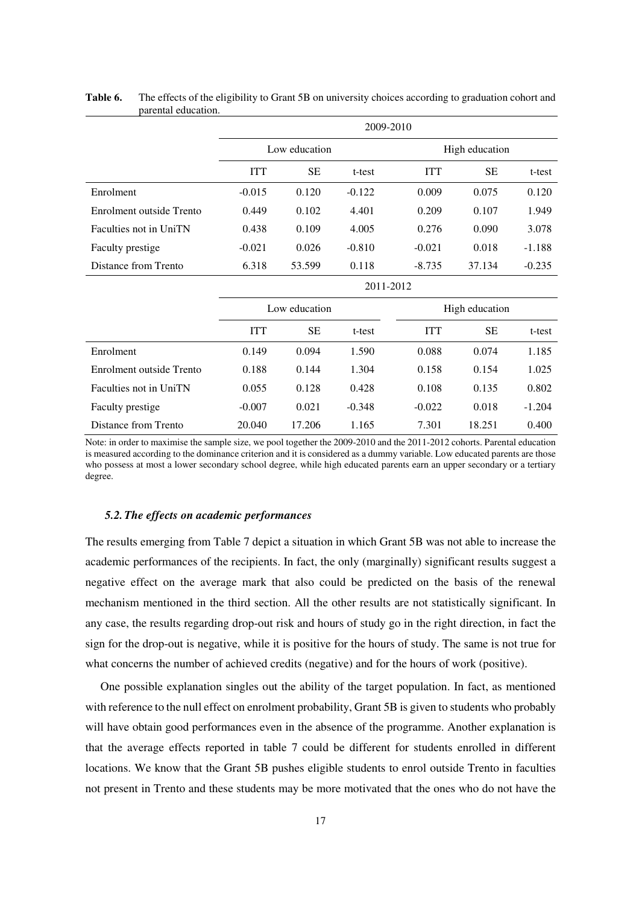**Table 6.** The effects of the eligibility to Grant 5B on university choices according to graduation cohort and parental education.

| | 2009-2010 | | | | | |
|---|---|---|---|---|---|---|
| | Low education | | | High education | | |
| | ITT | SE | t-test | ITT | SE | t-test |
| Enrolment | -0.015 | 0.120 | -0.122 | 0.009 | 0.075 | 0.120 |
| Enrolment outside Trento | 0.449 | 0.102 | 4.401 | 0.209 | 0.107 | 1.949 |
| Faculties not in UniTN | 0.438 | 0.109 | 4.005 | 0.276 | 0.090 | 3.078 |
| Faculty prestige | -0.021 | 0.026 | -0.810 | -0.021 | 0.018 | -1.188 |
| Distance from Trento | 6.318 | 53.599 | 0.118 | -8.735 | 37.134 | -0.235 |
| | 2011-2012 | | | | | |
| | Low education | | | High education | | |
| | ITT | SE | t-test | ITT | SE | t-test |
| Enrolment | 0.149 | 0.094 | 1.590 | 0.088 | 0.074 | 1.185 |
| Enrolment outside Trento | 0.188 | 0.144 | 1.304 | 0.158 | 0.154 | 1.025 |
| Faculties not in UniTN | 0.055 | 0.128 | 0.428 | 0.108 | 0.135 | 0.802 |
| Faculty prestige | -0.007 | 0.021 | -0.348 | -0.022 | 0.018 | -1.204 |
| Distance from Trento | 20.040 | 17.206 | 1.165 | 7.301 | 18.251 | 0.400 |

Note: in order to maximise the sample size, we pool together the 2009-2010 and the 2011-2012 cohorts. Parental education is measured according to the dominance criterion and it is considered as a dummy variable. Low educated parents are those who possess at most a lower secondary school degree, while high educated parents earn an upper secondary or a tertiary degree.

### *5.2. The effects on academic performances*

The results emerging from Table 7 depict a situation in which Grant 5B was not able to increase the academic performances of the recipients. In fact, the only (marginally) significant results suggest a negative effect on the average mark that also could be predicted on the basis of the renewal mechanism mentioned in the third section. All the other results are not statistically significant. In any case, the results regarding drop-out risk and hours of study go in the right direction, in fact the sign for the drop-out is negative, while it is positive for the hours of study. The same is not true for what concerns the number of achieved credits (negative) and for the hours of work (positive).

One possible explanation singles out the ability of the target population. In fact, as mentioned with reference to the null effect on enrolment probability, Grant 5B is given to students who probably will have obtain good performances even in the absence of the programme. Another explanation is that the average effects reported in table 7 could be different for students enrolled in different locations. We know that the Grant 5B pushes eligible students to enrol outside Trento in faculties not present in Trento and these students may be more motivated that the ones who do not have the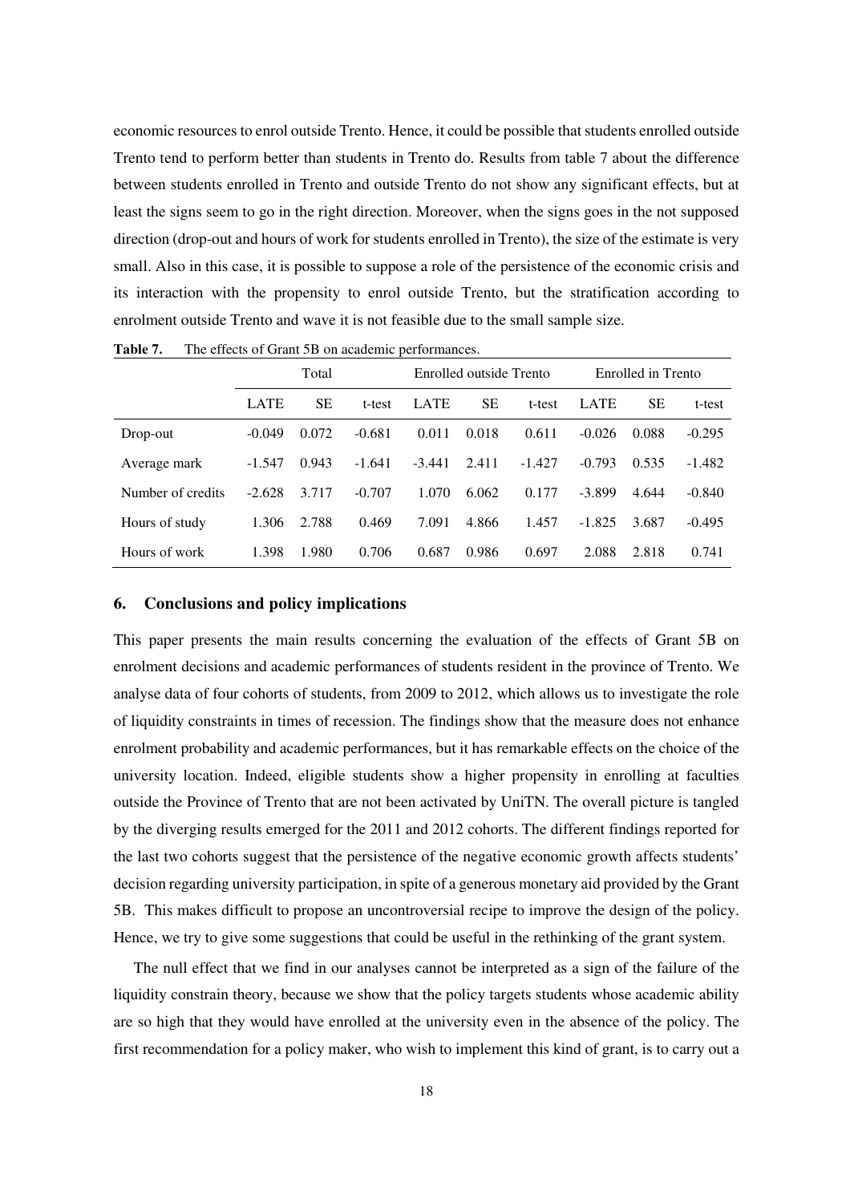economic resources to enrol outside Trento. Hence, it could be possible that students enrolled outside Trento tend to perform better than students in Trento do. Results from table 7 about the difference between students enrolled in Trento and outside Trento do not show any significant effects, but at least the signs seem to go in the right direction. Moreover, when the signs goes in the not supposed direction (drop-out and hours of work for students enrolled in Trento), the size of the estimate is very small. Also in this case, it is possible to suppose a role of the persistence of the economic crisis and its interaction with the propensity to enrol outside Trento, but the stratification according to enrolment outside Trento and wave it is not feasible due to the small sample size.

**Table 7.** The effects of Grant 5B on academic performances.

| | Total | | | Enrolled outside Trento | | | Enrolled in Trento | | |
|---|---|---|---|---|---|---|---|---|---|
| | LATE | SE | t-test | LATE | SE | t-test | LATE | SE | t-test |
| Drop-out | -0.049 | 0.072 | -0.681 | 0.011 | 0.018 | 0.611 | -0.026 | 0.088 | -0.295 |
| Average mark | -1.547 | 0.943 | -1.641 | -3.441 | 2.411 | -1.427 | -0.793 | 0.535 | -1.482 |
| Number of credits | -2.628 | 3.717 | -0.707 | 1.070 | 6.062 | 0.177 | -3.899 | 4.644 | -0.840 |
| Hours of study | 1.306 | 2.788 | 0.469 | 7.091 | 4.866 | 1.457 | -1.825 | 3.687 | -0.495 |
| Hours of work | 1.398 | 1.980 | 0.706 | 0.687 | 0.986 | 0.697 | 2.088 | 2.818 | 0.741 |

## 6. Conclusions and policy implications

This paper presents the main results concerning the evaluation of the effects of Grant 5B on enrolment decisions and academic performances of students resident in the province of Trento. We analyse data of four cohorts of students, from 2009 to 2012, which allows us to investigate the role of liquidity constraints in times of recession. The findings show that the measure does not enhance enrolment probability and academic performances, but it has remarkable effects on the choice of the university location. Indeed, eligible students show a higher propensity in enrolling at faculties outside the Province of Trento that are not been activated by UniTN. The overall picture is tangled by the diverging results emerged for the 2011 and 2012 cohorts. The different findings reported for the last two cohorts suggest that the persistence of the negative economic growth affects students' decision regarding university participation, in spite of a generous monetary aid provided by the Grant 5B. This makes difficult to propose an uncontroversial recipe to improve the design of the policy. Hence, we try to give some suggestions that could be useful in the rethinking of the grant system.

The null effect that we find in our analyses cannot be interpreted as a sign of the failure of the liquidity constrain theory, because we show that the policy targets students whose academic ability are so high that they would have enrolled at the university even in the absence of the policy. The first recommendation for a policy maker, who wish to implement this kind of grant, is to carry out a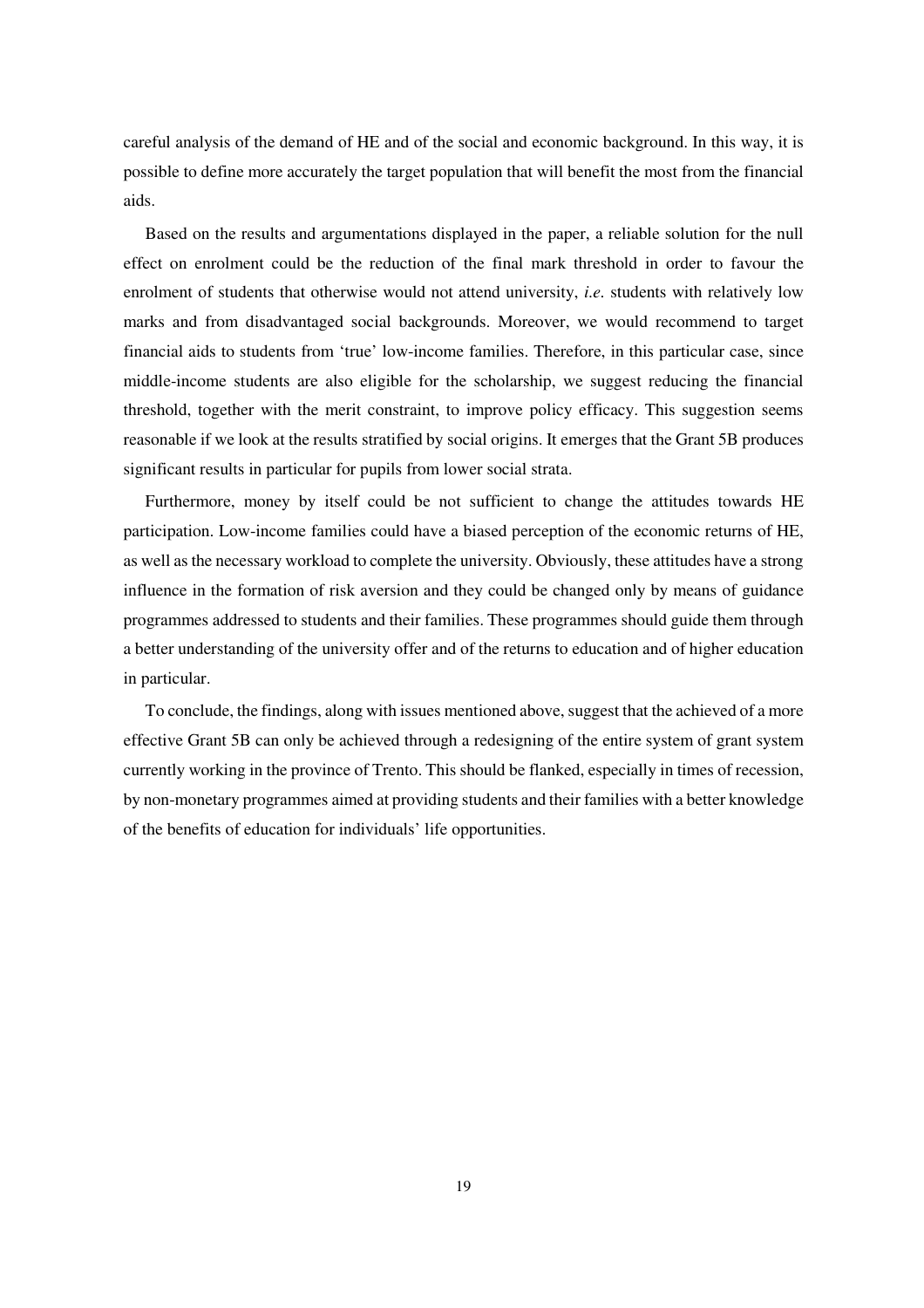careful analysis of the demand of HE and of the social and economic background. In this way, it is possible to define more accurately the target population that will benefit the most from the financial aids.

Based on the results and argumentations displayed in the paper, a reliable solution for the null effect on enrolment could be the reduction of the final mark threshold in order to favour the enrolment of students that otherwise would not attend university, *i.e.* students with relatively low marks and from disadvantaged social backgrounds. Moreover, we would recommend to target financial aids to students from 'true' low-income families. Therefore, in this particular case, since middle-income students are also eligible for the scholarship, we suggest reducing the financial threshold, together with the merit constraint, to improve policy efficacy. This suggestion seems reasonable if we look at the results stratified by social origins. It emerges that the Grant 5B produces significant results in particular for pupils from lower social strata.

Furthermore, money by itself could be not sufficient to change the attitudes towards HE participation. Low-income families could have a biased perception of the economic returns of HE, as well as the necessary workload to complete the university. Obviously, these attitudes have a strong influence in the formation of risk aversion and they could be changed only by means of guidance programmes addressed to students and their families. These programmes should guide them through a better understanding of the university offer and of the returns to education and of higher education in particular.

To conclude, the findings, along with issues mentioned above, suggest that the achieved of a more effective Grant 5B can only be achieved through a redesigning of the entire system of grant system currently working in the province of Trento. This should be flanked, especially in times of recession, by non-monetary programmes aimed at providing students and their families with a better knowledge of the benefits of education for individuals' life opportunities.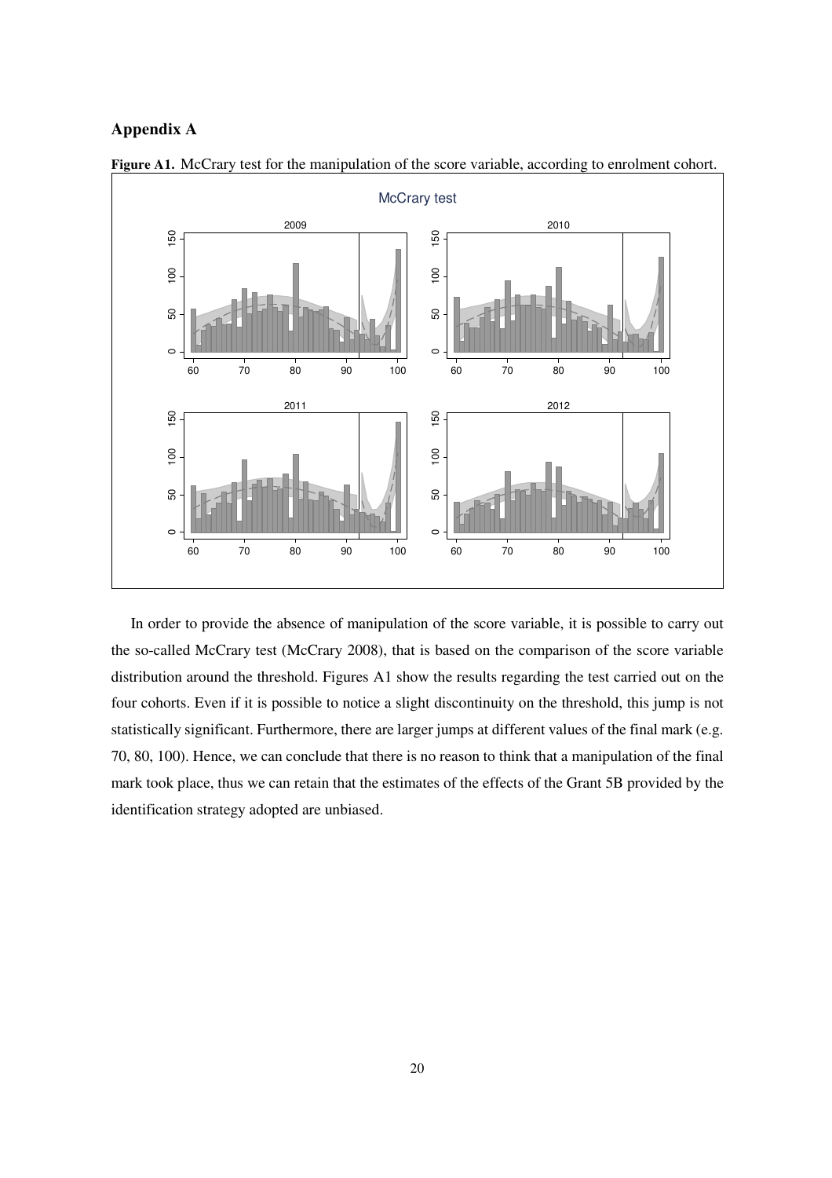## Appendix A

**Figure A1.** McCrary test for the manipulation of the score variable, according to enrolment cohort.

In order to provide the absence of manipulation of the score variable, it is possible to carry out the so-called McCrary test (McCrary 2008), that is based on the comparison of the score variable distribution around the threshold. Figures A1 show the results regarding the test carried out on the four cohorts. Even if it is possible to notice a slight discontinuity on the threshold, this jump is not statistically significant. Furthermore, there are larger jumps at different values of the final mark (e.g. 70, 80, 100). Hence, we can conclude that there is no reason to think that a manipulation of the final mark took place, thus we can retain that the estimates of the effects of the Grant 5B provided by the identification strategy adopted are unbiased.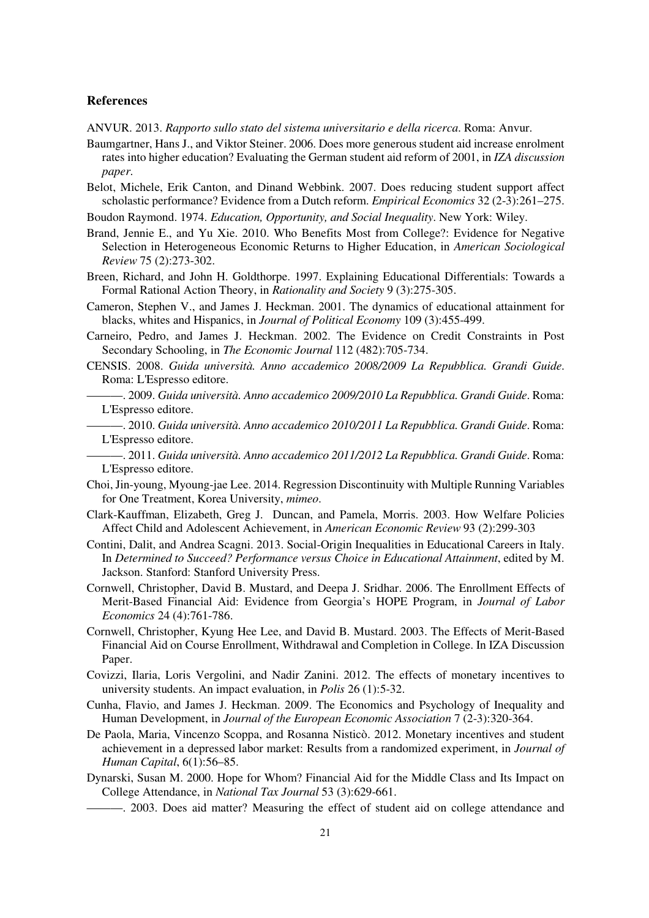## References

ANVUR. 2013. *Rapporto sullo stato del sistema universitario e della ricerca*. Roma: Anvur.

Baumgartner, Hans J., and Viktor Steiner. 2006. Does more generous student aid increase enrolment rates into higher education? Evaluating the German student aid reform of 2001, in *IZA discussion paper*.

Belot, Michele, Erik Canton, and Dinand Webbink. 2007. Does reducing student support affect scholastic performance? Evidence from a Dutch reform. *Empirical Economics* 32 (2-3):261–275.

Boudon Raymond. 1974. *Education, Opportunity, and Social Inequality*. New York: Wiley.

Brand, Jennie E., and Yu Xie. 2010. Who Benefits Most from College?: Evidence for Negative Selection in Heterogeneous Economic Returns to Higher Education, in *American Sociological Review* 75 (2):273-302.

Breen, Richard, and John H. Goldthorpe. 1997. Explaining Educational Differentials: Towards a Formal Rational Action Theory, in *Rationality and Society* 9 (3):275-305.

Cameron, Stephen V., and James J. Heckman. 2001. The dynamics of educational attainment for blacks, whites and Hispanics, in *Journal of Political Economy* 109 (3):455-499.

Carneiro, Pedro, and James J. Heckman. 2002. The Evidence on Credit Constraints in Post Secondary Schooling, in *The Economic Journal* 112 (482):705-734.

CENSIS. 2008. *Guida università. Anno accademico 2008/2009 La Repubblica. Grandi Guide*. Roma: L'Espresso editore.

———. 2009. *Guida università. Anno accademico 2009/2010 La Repubblica. Grandi Guide*. Roma: L'Espresso editore.

———. 2010. *Guida università. Anno accademico 2010/2011 La Repubblica. Grandi Guide*. Roma: L'Espresso editore.

———. 2011. *Guida università. Anno accademico 2011/2012 La Repubblica. Grandi Guide*. Roma: L'Espresso editore.

Choi, Jin-young, Myoung-jae Lee. 2014. Regression Discontinuity with Multiple Running Variables for One Treatment, Korea University, *mimeo*.

Clark-Kauffman, Elizabeth, Greg J. Duncan, and Pamela, Morris. 2003. How Welfare Policies Affect Child and Adolescent Achievement, in *American Economic Review* 93 (2):299-303

Contini, Dalit, and Andrea Scagni. 2013. Social-Origin Inequalities in Educational Careers in Italy. In *Determined to Succeed? Performance versus Choice in Educational Attainment*, edited by M. Jackson. Stanford: Stanford University Press.

Cornwell, Christopher, David B. Mustard, and Deepa J. Sridhar. 2006. The Enrollment Effects of Merit-Based Financial Aid: Evidence from Georgia's HOPE Program, in *Journal of Labor Economics* 24 (4):761-786.

Cornwell, Christopher, Kyung Hee Lee, and David B. Mustard. 2003. The Effects of Merit-Based Financial Aid on Course Enrollment, Withdrawal and Completion in College. In IZA Discussion Paper.

Covizzi, Ilaria, Loris Vergolini, and Nadir Zanini. 2012. The effects of monetary incentives to university students. An impact evaluation, in *Polis* 26 (1):5-32.

Cunha, Flavio, and James J. Heckman. 2009. The Economics and Psychology of Inequality and Human Development, in *Journal of the European Economic Association* 7 (2-3):320-364.

De Paola, Maria, Vincenzo Scoppa, and Rosanna Nisticò. 2012. Monetary incentives and student achievement in a depressed labor market: Results from a randomized experiment, in *Journal of Human Capital*, 6(1):56–85.

Dynarski, Susan M. 2000. Hope for Whom? Financial Aid for the Middle Class and Its Impact on College Attendance, in *National Tax Journal* 53 (3):629-661.

———. 2003. Does aid matter? Measuring the effect of student aid on college attendance and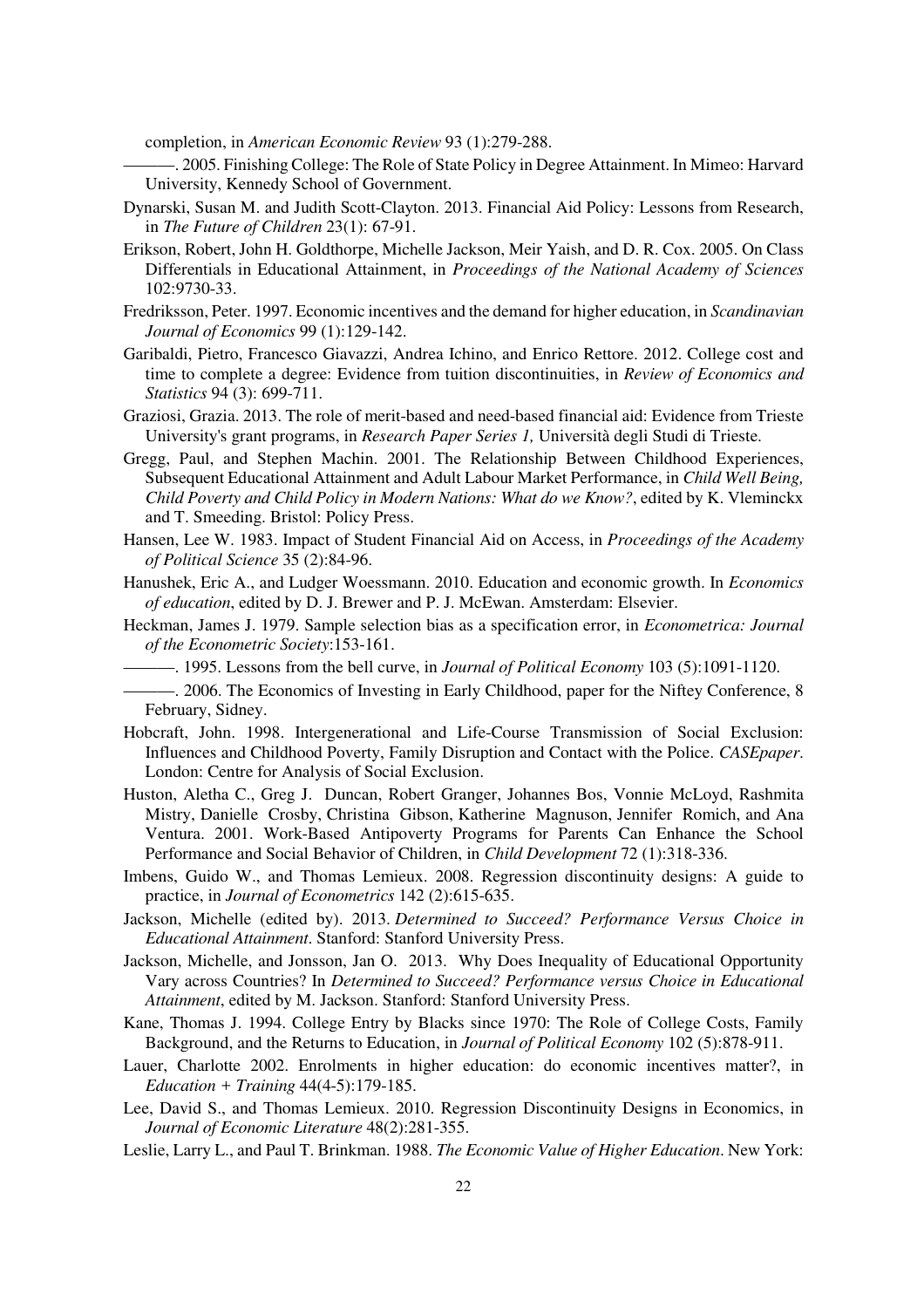completion, in *American Economic Review* 93 (1):279-288.

———. 2005. Finishing College: The Role of State Policy in Degree Attainment. In Mimeo: Harvard University, Kennedy School of Government.

Dynarski, Susan M. and Judith Scott-Clayton. 2013. Financial Aid Policy: Lessons from Research, in *The Future of Children* 23(1): 67-91.

Erikson, Robert, John H. Goldthorpe, Michelle Jackson, Meir Yaish, and D. R. Cox. 2005. On Class Differentials in Educational Attainment, in *Proceedings of the National Academy of Sciences* 102:9730-33.

Fredriksson, Peter. 1997. Economic incentives and the demand for higher education, in *Scandinavian Journal of Economics* 99 (1):129-142.

Garibaldi, Pietro, Francesco Giavazzi, Andrea Ichino, and Enrico Rettore. 2012. College cost and time to complete a degree: Evidence from tuition discontinuities, in *Review of Economics and Statistics* 94 (3): 699-711.

Graziosi, Grazia. 2013. The role of merit-based and need-based financial aid: Evidence from Trieste University's grant programs, in *Research Paper Series 1,* Università degli Studi di Trieste.

Gregg, Paul, and Stephen Machin. 2001. The Relationship Between Childhood Experiences, Subsequent Educational Attainment and Adult Labour Market Performance, in *Child Well Being, Child Poverty and Child Policy in Modern Nations: What do we Know?*, edited by K. Vleminckx and T. Smeeding. Bristol: Policy Press.

Hansen, Lee W. 1983. Impact of Student Financial Aid on Access, in *Proceedings of the Academy of Political Science* 35 (2):84-96.

Hanushek, Eric A., and Ludger Woessmann. 2010. Education and economic growth. In *Economics of education*, edited by D. J. Brewer and P. J. McEwan. Amsterdam: Elsevier.

Heckman, James J. 1979. Sample selection bias as a specification error, in *Econometrica: Journal of the Econometric Society*:153-161.

———. 1995. Lessons from the bell curve, in *Journal of Political Economy* 103 (5):1091-1120.

———. 2006. The Economics of Investing in Early Childhood, paper for the Niftey Conference, 8 February, Sidney.

Hobcraft, John. 1998. Intergenerational and Life-Course Transmission of Social Exclusion: Influences and Childhood Poverty, Family Disruption and Contact with the Police. *CASEpaper*. London: Centre for Analysis of Social Exclusion.

Huston, Aletha C., Greg J. Duncan, Robert Granger, Johannes Bos, Vonnie McLoyd, Rashmita Mistry, Danielle Crosby, Christina Gibson, Katherine Magnuson, Jennifer Romich, and Ana Ventura. 2001. Work-Based Antipoverty Programs for Parents Can Enhance the School Performance and Social Behavior of Children, in *Child Development* 72 (1):318-336.

Imbens, Guido W., and Thomas Lemieux. 2008. Regression discontinuity designs: A guide to practice, in *Journal of Econometrics* 142 (2):615-635.

Jackson, Michelle (edited by). 2013. *Determined to Succeed? Performance Versus Choice in Educational Attainment*. Stanford: Stanford University Press.

Jackson, Michelle, and Jonsson, Jan O. 2013. Why Does Inequality of Educational Opportunity Vary across Countries? In *Determined to Succeed? Performance versus Choice in Educational Attainment*, edited by M. Jackson. Stanford: Stanford University Press.

Kane, Thomas J. 1994. College Entry by Blacks since 1970: The Role of College Costs, Family Background, and the Returns to Education, in *Journal of Political Economy* 102 (5):878-911.

Lauer, Charlotte 2002. Enrolments in higher education: do economic incentives matter?, in *Education + Training* 44(4-5):179-185.

Lee, David S., and Thomas Lemieux. 2010. Regression Discontinuity Designs in Economics, in *Journal of Economic Literature* 48(2):281-355.

Leslie, Larry L., and Paul T. Brinkman. 1988. *The Economic Value of Higher Education*. New York: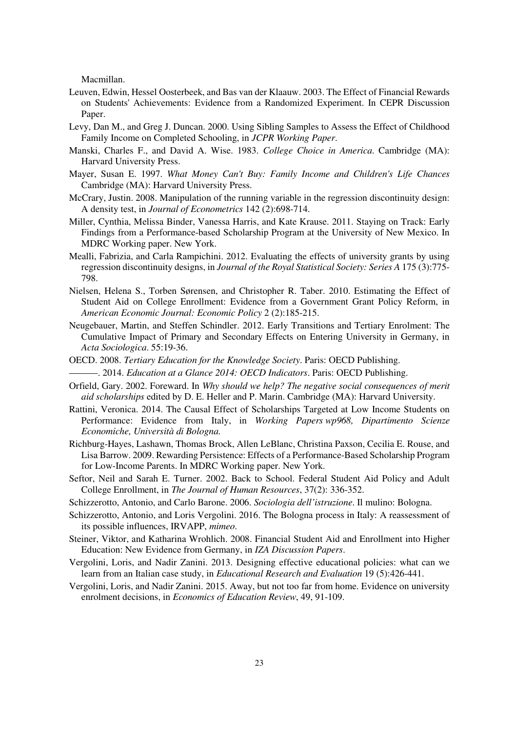Macmillan.

Leuven, Edwin, Hessel Oosterbeek, and Bas van der Klaauw. 2003. The Effect of Financial Rewards on Students' Achievements: Evidence from a Randomized Experiment. In CEPR Discussion Paper.

Levy, Dan M., and Greg J. Duncan. 2000. Using Sibling Samples to Assess the Effect of Childhood Family Income on Completed Schooling, in *JCPR Working Paper*.

Manski, Charles F., and David A. Wise. 1983. *College Choice in America*. Cambridge (MA): Harvard University Press.

Mayer, Susan E. 1997. *What Money Can't Buy: Family Income and Children's Life Chances* Cambridge (MA): Harvard University Press.

McCrary, Justin. 2008. Manipulation of the running variable in the regression discontinuity design: A density test, in *Journal of Econometrics* 142 (2):698-714.

Miller, Cynthia, Melissa Binder, Vanessa Harris, and Kate Krause. 2011. Staying on Track: Early Findings from a Performance-based Scholarship Program at the University of New Mexico. In MDRC Working paper. New York.

Mealli, Fabrizia, and Carla Rampichini. 2012. Evaluating the effects of university grants by using regression discontinuity designs, in *Journal of the Royal Statistical Society: Series A* 175 (3):775-798.

Nielsen, Helena S., Torben Sørensen, and Christopher R. Taber. 2010. Estimating the Effect of Student Aid on College Enrollment: Evidence from a Government Grant Policy Reform, in *American Economic Journal: Economic Policy* 2 (2):185-215.

Neugebauer, Martin, and Steffen Schindler. 2012. Early Transitions and Tertiary Enrolment: The Cumulative Impact of Primary and Secondary Effects on Entering University in Germany, in *Acta Sociologica*. 55:19-36.

OECD. 2008. *Tertiary Education for the Knowledge Society*. Paris: OECD Publishing.

———. 2014. *Education at a Glance 2014: OECD Indicators*. Paris: OECD Publishing.

Orfield, Gary. 2002. Foreward. In *Why should we help? The negative social consequences of merit aid scholarships* edited by D. E. Heller and P. Marin. Cambridge (MA): Harvard University.

Rattini, Veronica. 2014. The Causal Effect of Scholarships Targeted at Low Income Students on Performance: Evidence from Italy, in *Working Papers wp968, Dipartimento Scienze Economiche, Università di Bologna.*

Richburg-Hayes, Lashawn, Thomas Brock, Allen LeBlanc, Christina Paxson, Cecilia E. Rouse, and Lisa Barrow. 2009. Rewarding Persistence: Effects of a Performance-Based Scholarship Program for Low-Income Parents. In MDRC Working paper. New York.

Seftor, Neil and Sarah E. Turner. 2002. Back to School. Federal Student Aid Policy and Adult College Enrollment, in *The Journal of Human Resources*, 37(2): 336-352.

Schizzerotto, Antonio, and Carlo Barone. 2006. *Sociologia dell'istruzione*. Il mulino: Bologna.

Schizzerotto, Antonio, and Loris Vergolini. 2016. The Bologna process in Italy: A reassessment of its possible influences, IRVAPP, *mimeo*.

Steiner, Viktor, and Katharina Wrohlich. 2008. Financial Student Aid and Enrollment into Higher Education: New Evidence from Germany, in *IZA Discussion Papers*.

Vergolini, Loris, and Nadir Zanini. 2013. Designing effective educational policies: what can we learn from an Italian case study, in *Educational Research and Evaluation* 19 (5):426-441.

Vergolini, Loris, and Nadir Zanini. 2015. Away, but not too far from home. Evidence on university enrolment decisions, in *Economics of Education Review*, 49, 91-109.